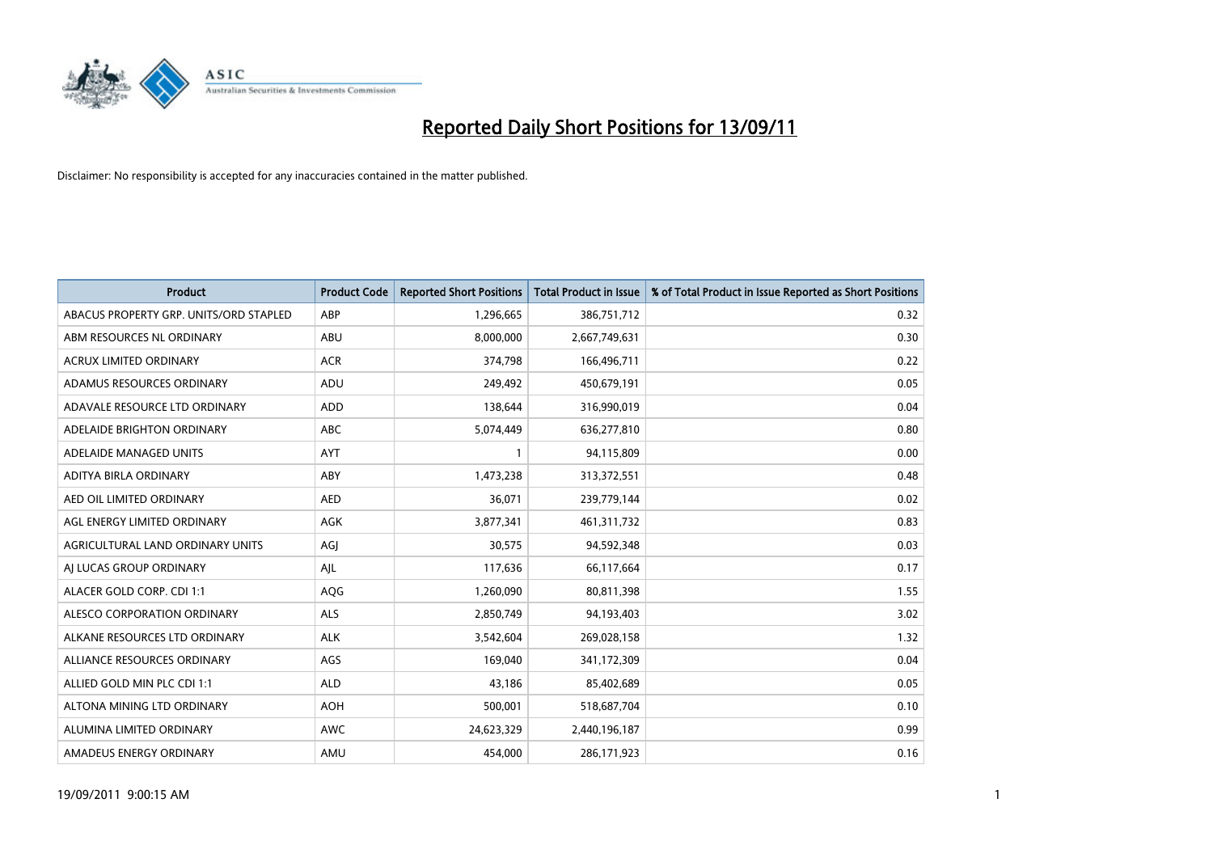# Reported Daily Short Positions for 13/09/11

Disclaimer: No responsibility is accepted for any inaccuracies contained in the matter published.

| Product | Product Code | Reported Short Positions | Total Product in Issue | % of Total Product in Issue Reported as Short Positions |
|---|---|---|---|---|
| ABACUS PROPERTY GRP. UNITS/ORD STAPLED | ABP | 1,296,665 | 386,751,712 | 0.32 |
| ABM RESOURCES NL ORDINARY | ABU | 8,000,000 | 2,667,749,631 | 0.30 |
| ACRUX LIMITED ORDINARY | ACR | 374,798 | 166,496,711 | 0.22 |
| ADAMUS RESOURCES ORDINARY | ADU | 249,492 | 450,679,191 | 0.05 |
| ADAVALE RESOURCE LTD ORDINARY | ADD | 138,644 | 316,990,019 | 0.04 |
| ADELAIDE BRIGHTON ORDINARY | ABC | 5,074,449 | 636,277,810 | 0.80 |
| ADELAIDE MANAGED UNITS | AYT | 1 | 94,115,809 | 0.00 |
| ADITYA BIRLA ORDINARY | ABY | 1,473,238 | 313,372,551 | 0.48 |
| AED OIL LIMITED ORDINARY | AED | 36,071 | 239,779,144 | 0.02 |
| AGL ENERGY LIMITED ORDINARY | AGK | 3,877,341 | 461,311,732 | 0.83 |
| AGRICULTURAL LAND ORDINARY UNITS | AGJ | 30,575 | 94,592,348 | 0.03 |
| AJ LUCAS GROUP ORDINARY | AJL | 117,636 | 66,117,664 | 0.17 |
| ALACER GOLD CORP. CDI 1:1 | AQG | 1,260,090 | 80,811,398 | 1.55 |
| ALESCO CORPORATION ORDINARY | ALS | 2,850,749 | 94,193,403 | 3.02 |
| ALKANE RESOURCES LTD ORDINARY | ALK | 3,542,604 | 269,028,158 | 1.32 |
| ALLIANCE RESOURCES ORDINARY | AGS | 169,040 | 341,172,309 | 0.04 |
| ALLIED GOLD MIN PLC CDI 1:1 | ALD | 43,186 | 85,402,689 | 0.05 |
| ALTONA MINING LTD ORDINARY | AOH | 500,001 | 518,687,704 | 0.10 |
| ALUMINA LIMITED ORDINARY | AWC | 24,623,329 | 2,440,196,187 | 0.99 |
| AMADEUS ENERGY ORDINARY | AMU | 454,000 | 286,171,923 | 0.16 |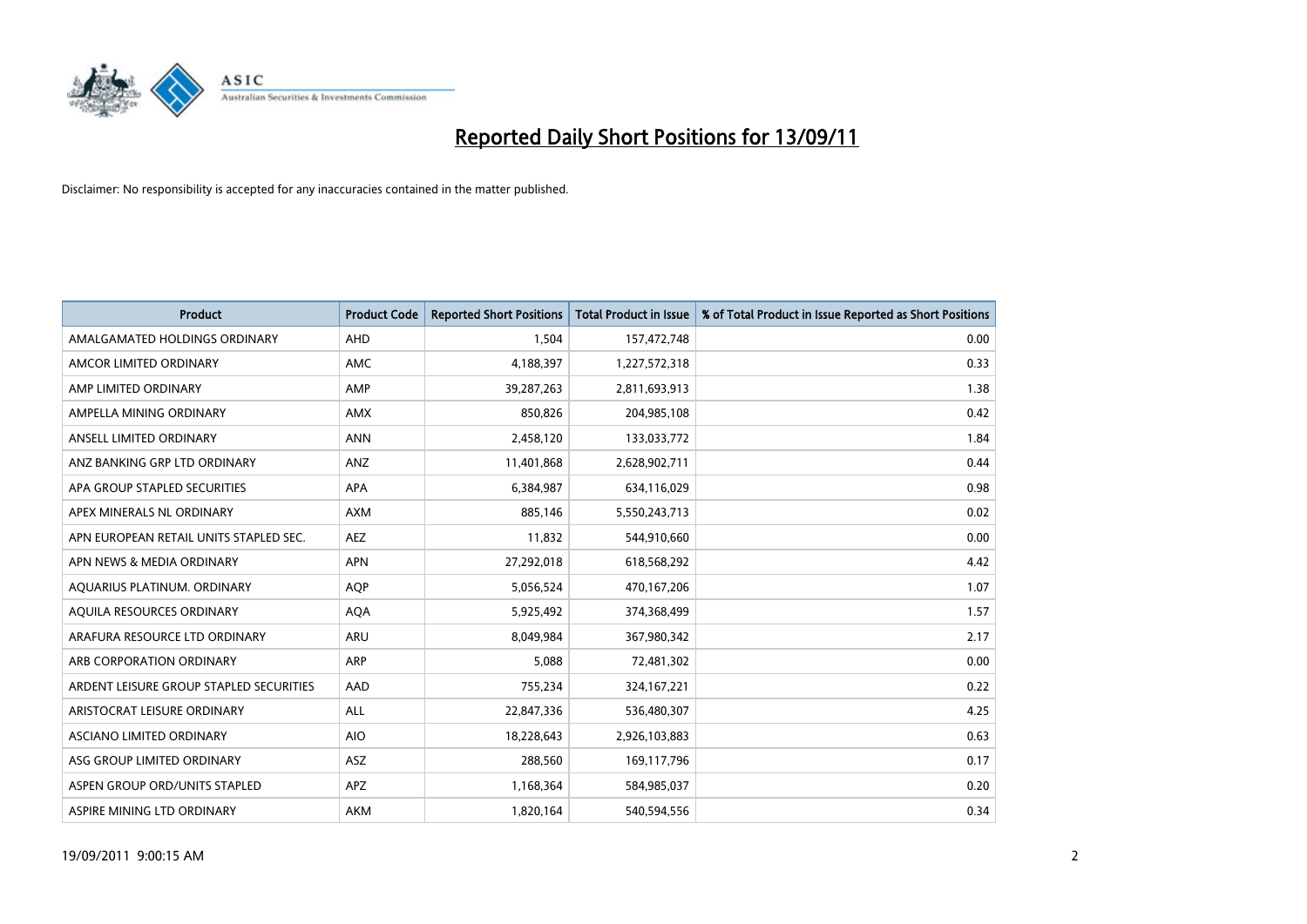# Reported Daily Short Positions for 13/09/11

Disclaimer: No responsibility is accepted for any inaccuracies contained in the matter published.

| Product | Product Code | Reported Short Positions | Total Product in Issue | % of Total Product in Issue Reported as Short Positions |
|---|---|---|---|---|
| AMALGAMATED HOLDINGS ORDINARY | AHD | 1,504 | 157,472,748 | 0.00 |
| AMCOR LIMITED ORDINARY | AMC | 4,188,397 | 1,227,572,318 | 0.33 |
| AMP LIMITED ORDINARY | AMP | 39,287,263 | 2,811,693,913 | 1.38 |
| AMPELLA MINING ORDINARY | AMX | 850,826 | 204,985,108 | 0.42 |
| ANSELL LIMITED ORDINARY | ANN | 2,458,120 | 133,033,772 | 1.84 |
| ANZ BANKING GRP LTD ORDINARY | ANZ | 11,401,868 | 2,628,902,711 | 0.44 |
| APA GROUP STAPLED SECURITIES | APA | 6,384,987 | 634,116,029 | 0.98 |
| APEX MINERALS NL ORDINARY | AXM | 885,146 | 5,550,243,713 | 0.02 |
| APN EUROPEAN RETAIL UNITS STAPLED SEC. | AEZ | 11,832 | 544,910,660 | 0.00 |
| APN NEWS & MEDIA ORDINARY | APN | 27,292,018 | 618,568,292 | 4.42 |
| AQUARIUS PLATINUM. ORDINARY | AQP | 5,056,524 | 470,167,206 | 1.07 |
| AQUILA RESOURCES ORDINARY | AQA | 5,925,492 | 374,368,499 | 1.57 |
| ARAFURA RESOURCE LTD ORDINARY | ARU | 8,049,984 | 367,980,342 | 2.17 |
| ARB CORPORATION ORDINARY | ARP | 5,088 | 72,481,302 | 0.00 |
| ARDENT LEISURE GROUP STAPLED SECURITIES | AAD | 755,234 | 324,167,221 | 0.22 |
| ARISTOCRAT LEISURE ORDINARY | ALL | 22,847,336 | 536,480,307 | 4.25 |
| ASCIANO LIMITED ORDINARY | AIO | 18,228,643 | 2,926,103,883 | 0.63 |
| ASG GROUP LIMITED ORDINARY | ASZ | 288,560 | 169,117,796 | 0.17 |
| ASPEN GROUP ORD/UNITS STAPLED | APZ | 1,168,364 | 584,985,037 | 0.20 |
| ASPIRE MINING LTD ORDINARY | AKM | 1,820,164 | 540,594,556 | 0.34 |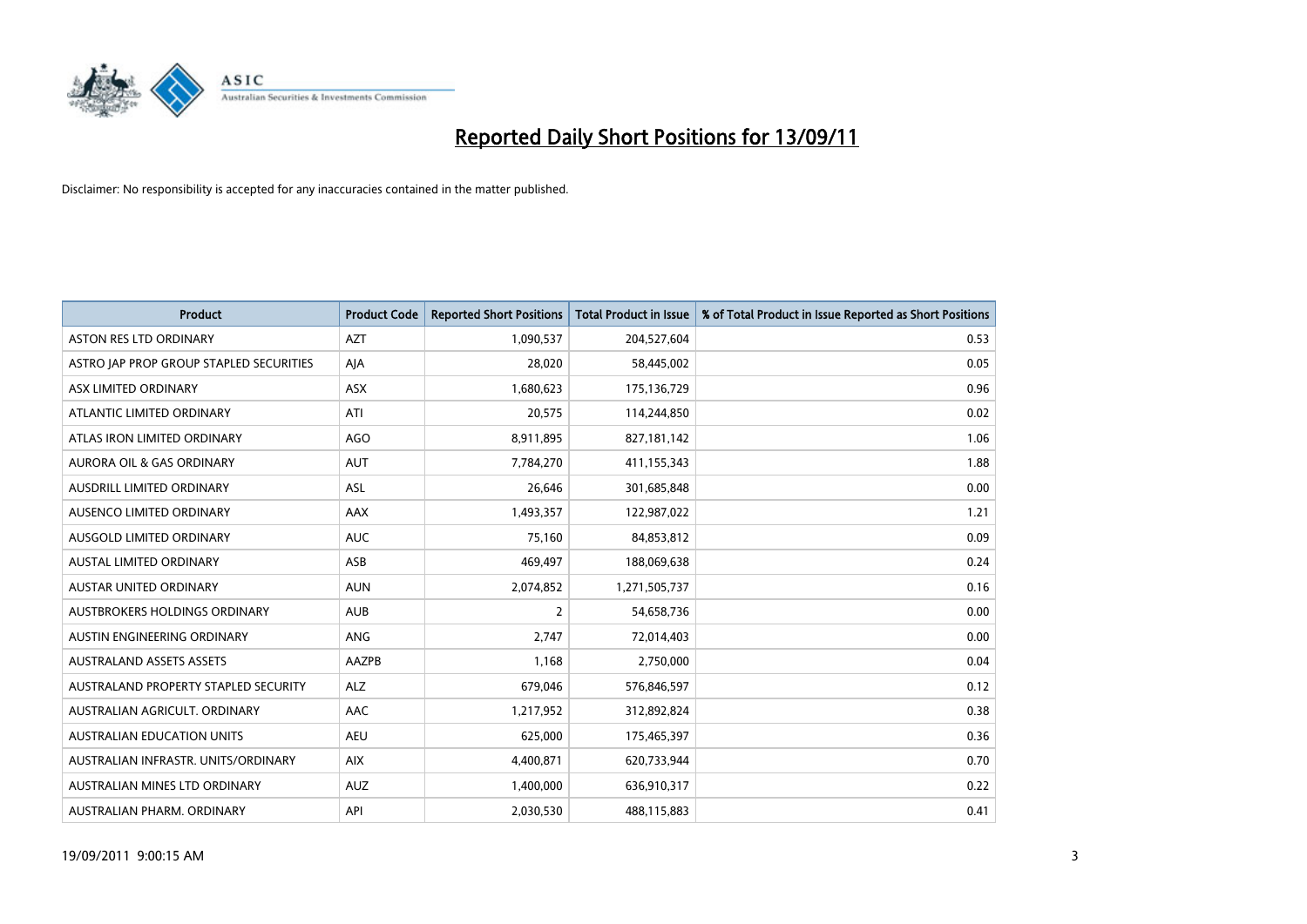# Reported Daily Short Positions for 13/09/11

Disclaimer: No responsibility is accepted for any inaccuracies contained in the matter published.

| Product | Product Code | Reported Short Positions | Total Product in Issue | % of Total Product in Issue Reported as Short Positions |
|---|---|---|---|---|
| ASTON RES LTD ORDINARY | AZT | 1,090,537 | 204,527,604 | 0.53 |
| ASTRO JAP PROP GROUP STAPLED SECURITIES | AJA | 28,020 | 58,445,002 | 0.05 |
| ASX LIMITED ORDINARY | ASX | 1,680,623 | 175,136,729 | 0.96 |
| ATLANTIC LIMITED ORDINARY | ATI | 20,575 | 114,244,850 | 0.02 |
| ATLAS IRON LIMITED ORDINARY | AGO | 8,911,895 | 827,181,142 | 1.06 |
| AURORA OIL & GAS ORDINARY | AUT | 7,784,270 | 411,155,343 | 1.88 |
| AUSDRILL LIMITED ORDINARY | ASL | 26,646 | 301,685,848 | 0.00 |
| AUSENCO LIMITED ORDINARY | AAX | 1,493,357 | 122,987,022 | 1.21 |
| AUSGOLD LIMITED ORDINARY | AUC | 75,160 | 84,853,812 | 0.09 |
| AUSTAL LIMITED ORDINARY | ASB | 469,497 | 188,069,638 | 0.24 |
| AUSTAR UNITED ORDINARY | AUN | 2,074,852 | 1,271,505,737 | 0.16 |
| AUSTBROKERS HOLDINGS ORDINARY | AUB | 2 | 54,658,736 | 0.00 |
| AUSTIN ENGINEERING ORDINARY | ANG | 2,747 | 72,014,403 | 0.00 |
| AUSTRALAND ASSETS ASSETS | AAZPB | 1,168 | 2,750,000 | 0.04 |
| AUSTRALAND PROPERTY STAPLED SECURITY | ALZ | 679,046 | 576,846,597 | 0.12 |
| AUSTRALIAN AGRICULT. ORDINARY | AAC | 1,217,952 | 312,892,824 | 0.38 |
| AUSTRALIAN EDUCATION UNITS | AEU | 625,000 | 175,465,397 | 0.36 |
| AUSTRALIAN INFRASTR. UNITS/ORDINARY | AIX | 4,400,871 | 620,733,944 | 0.70 |
| AUSTRALIAN MINES LTD ORDINARY | AUZ | 1,400,000 | 636,910,317 | 0.22 |
| AUSTRALIAN PHARM. ORDINARY | API | 2,030,530 | 488,115,883 | 0.41 |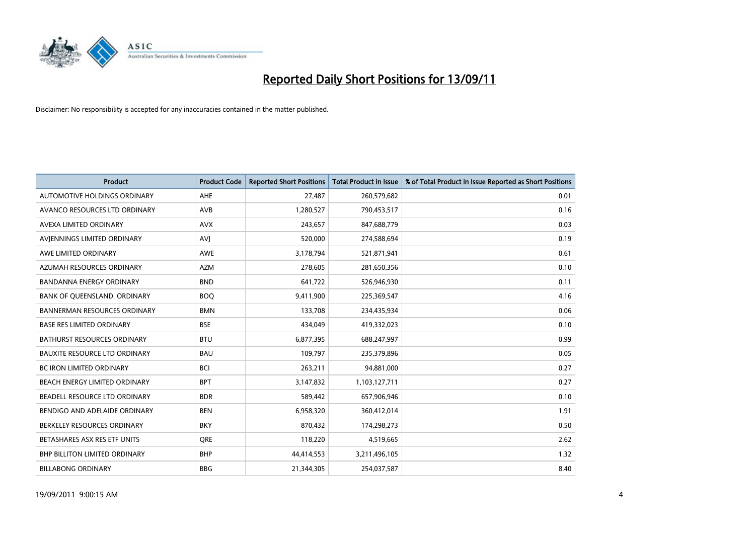# Reported Daily Short Positions for 13/09/11

Disclaimer: No responsibility is accepted for any inaccuracies contained in the matter published.

| Product | Product Code | Reported Short Positions | Total Product in Issue | % of Total Product in Issue Reported as Short Positions |
|---|---|---|---|---|
| AUTOMOTIVE HOLDINGS ORDINARY | AHE | 27,487 | 260,579,682 | 0.01 |
| AVANCO RESOURCES LTD ORDINARY | AVB | 1,280,527 | 790,453,517 | 0.16 |
| AVEXA LIMITED ORDINARY | AVX | 243,657 | 847,688,779 | 0.03 |
| AVJENNINGS LIMITED ORDINARY | AVJ | 520,000 | 274,588,694 | 0.19 |
| AWE LIMITED ORDINARY | AWE | 3,178,794 | 521,871,941 | 0.61 |
| AZUMAH RESOURCES ORDINARY | AZM | 278,605 | 281,650,356 | 0.10 |
| BANDANNA ENERGY ORDINARY | BND | 641,722 | 526,946,930 | 0.11 |
| BANK OF QUEENSLAND. ORDINARY | BOQ | 9,411,900 | 225,369,547 | 4.16 |
| BANNERMAN RESOURCES ORDINARY | BMN | 133,708 | 234,435,934 | 0.06 |
| BASE RES LIMITED ORDINARY | BSE | 434,049 | 419,332,023 | 0.10 |
| BATHURST RESOURCES ORDINARY | BTU | 6,877,395 | 688,247,997 | 0.99 |
| BAUXITE RESOURCE LTD ORDINARY | BAU | 109,797 | 235,379,896 | 0.05 |
| BC IRON LIMITED ORDINARY | BCI | 263,211 | 94,881,000 | 0.27 |
| BEACH ENERGY LIMITED ORDINARY | BPT | 3,147,832 | 1,103,127,711 | 0.27 |
| BEADELL RESOURCE LTD ORDINARY | BDR | 589,442 | 657,906,946 | 0.10 |
| BENDIGO AND ADELAIDE ORDINARY | BEN | 6,958,320 | 360,412,014 | 1.91 |
| BERKELEY RESOURCES ORDINARY | BKY | 870,432 | 174,298,273 | 0.50 |
| BETASHARES ASX RES ETF UNITS | QRE | 118,220 | 4,519,665 | 2.62 |
| BHP BILLITON LIMITED ORDINARY | BHP | 44,414,553 | 3,211,496,105 | 1.32 |
| BILLABONG ORDINARY | BBG | 21,344,305 | 254,037,587 | 8.40 |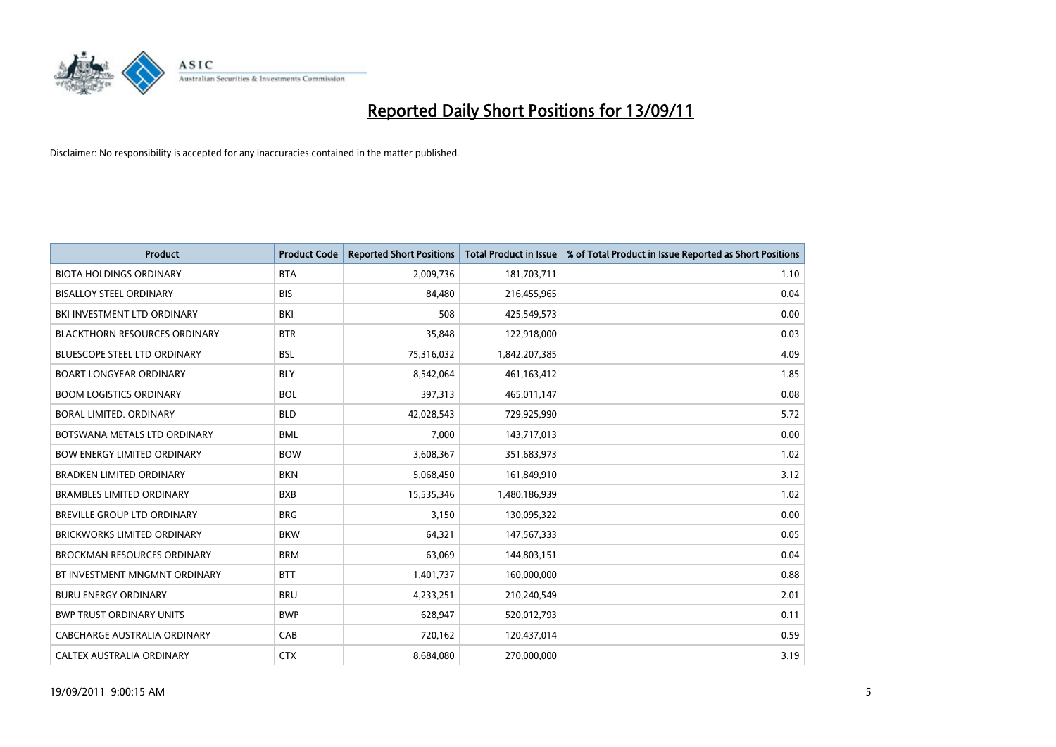# Reported Daily Short Positions for 13/09/11

Disclaimer: No responsibility is accepted for any inaccuracies contained in the matter published.

| Product | Product Code | Reported Short Positions | Total Product in Issue | % of Total Product in Issue Reported as Short Positions |
|---|---|---|---|---|
| BIOTA HOLDINGS ORDINARY | BTA | 2,009,736 | 181,703,711 | 1.10 |
| BISALLOY STEEL ORDINARY | BIS | 84,480 | 216,455,965 | 0.04 |
| BKI INVESTMENT LTD ORDINARY | BKI | 508 | 425,549,573 | 0.00 |
| BLACKTHORN RESOURCES ORDINARY | BTR | 35,848 | 122,918,000 | 0.03 |
| BLUESCOPE STEEL LTD ORDINARY | BSL | 75,316,032 | 1,842,207,385 | 4.09 |
| BOART LONGYEAR ORDINARY | BLY | 8,542,064 | 461,163,412 | 1.85 |
| BOOM LOGISTICS ORDINARY | BOL | 397,313 | 465,011,147 | 0.08 |
| BORAL LIMITED. ORDINARY | BLD | 42,028,543 | 729,925,990 | 5.72 |
| BOTSWANA METALS LTD ORDINARY | BML | 7,000 | 143,717,013 | 0.00 |
| BOW ENERGY LIMITED ORDINARY | BOW | 3,608,367 | 351,683,973 | 1.02 |
| BRADKEN LIMITED ORDINARY | BKN | 5,068,450 | 161,849,910 | 3.12 |
| BRAMBLES LIMITED ORDINARY | BXB | 15,535,346 | 1,480,186,939 | 1.02 |
| BREVILLE GROUP LTD ORDINARY | BRG | 3,150 | 130,095,322 | 0.00 |
| BRICKWORKS LIMITED ORDINARY | BKW | 64,321 | 147,567,333 | 0.05 |
| BROCKMAN RESOURCES ORDINARY | BRM | 63,069 | 144,803,151 | 0.04 |
| BT INVESTMENT MNGMNT ORDINARY | BTT | 1,401,737 | 160,000,000 | 0.88 |
| BURU ENERGY ORDINARY | BRU | 4,233,251 | 210,240,549 | 2.01 |
| BWP TRUST ORDINARY UNITS | BWP | 628,947 | 520,012,793 | 0.11 |
| CABCHARGE AUSTRALIA ORDINARY | CAB | 720,162 | 120,437,014 | 0.59 |
| CALTEX AUSTRALIA ORDINARY | CTX | 8,684,080 | 270,000,000 | 3.19 |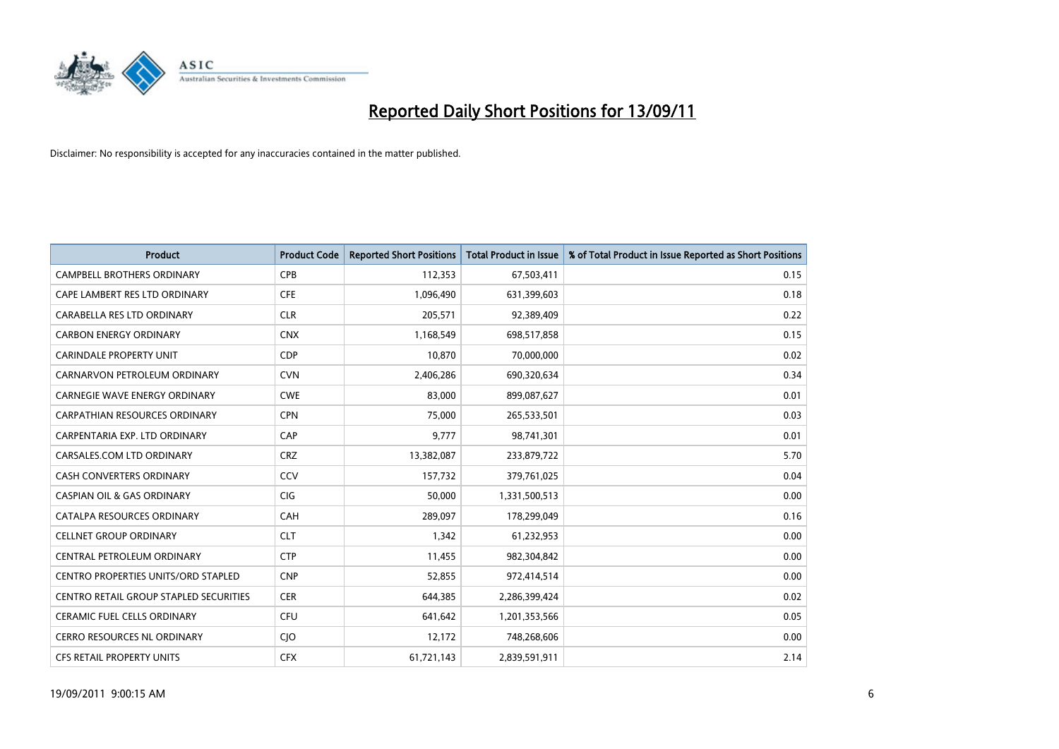# Reported Daily Short Positions for 13/09/11

Disclaimer: No responsibility is accepted for any inaccuracies contained in the matter published.

| Product | Product Code | Reported Short Positions | Total Product in Issue | % of Total Product in Issue Reported as Short Positions |
|---|---|---|---|---|
| CAMPBELL BROTHERS ORDINARY | CPB | 112,353 | 67,503,411 | 0.15 |
| CAPE LAMBERT RES LTD ORDINARY | CFE | 1,096,490 | 631,399,603 | 0.18 |
| CARABELLA RES LTD ORDINARY | CLR | 205,571 | 92,389,409 | 0.22 |
| CARBON ENERGY ORDINARY | CNX | 1,168,549 | 698,517,858 | 0.15 |
| CARINDALE PROPERTY UNIT | CDP | 10,870 | 70,000,000 | 0.02 |
| CARNARVON PETROLEUM ORDINARY | CVN | 2,406,286 | 690,320,634 | 0.34 |
| CARNEGIE WAVE ENERGY ORDINARY | CWE | 83,000 | 899,087,627 | 0.01 |
| CARPATHIAN RESOURCES ORDINARY | CPN | 75,000 | 265,533,501 | 0.03 |
| CARPENTARIA EXP. LTD ORDINARY | CAP | 9,777 | 98,741,301 | 0.01 |
| CARSALES.COM LTD ORDINARY | CRZ | 13,382,087 | 233,879,722 | 5.70 |
| CASH CONVERTERS ORDINARY | CCV | 157,732 | 379,761,025 | 0.04 |
| CASPIAN OIL & GAS ORDINARY | CIG | 50,000 | 1,331,500,513 | 0.00 |
| CATALPA RESOURCES ORDINARY | CAH | 289,097 | 178,299,049 | 0.16 |
| CELLNET GROUP ORDINARY | CLT | 1,342 | 61,232,953 | 0.00 |
| CENTRAL PETROLEUM ORDINARY | CTP | 11,455 | 982,304,842 | 0.00 |
| CENTRO PROPERTIES UNITS/ORD STAPLED | CNP | 52,855 | 972,414,514 | 0.00 |
| CENTRO RETAIL GROUP STAPLED SECURITIES | CER | 644,385 | 2,286,399,424 | 0.02 |
| CERAMIC FUEL CELLS ORDINARY | CFU | 641,642 | 1,201,353,566 | 0.05 |
| CERRO RESOURCES NL ORDINARY | CJO | 12,172 | 748,268,606 | 0.00 |
| CFS RETAIL PROPERTY UNITS | CFX | 61,721,143 | 2,839,591,911 | 2.14 |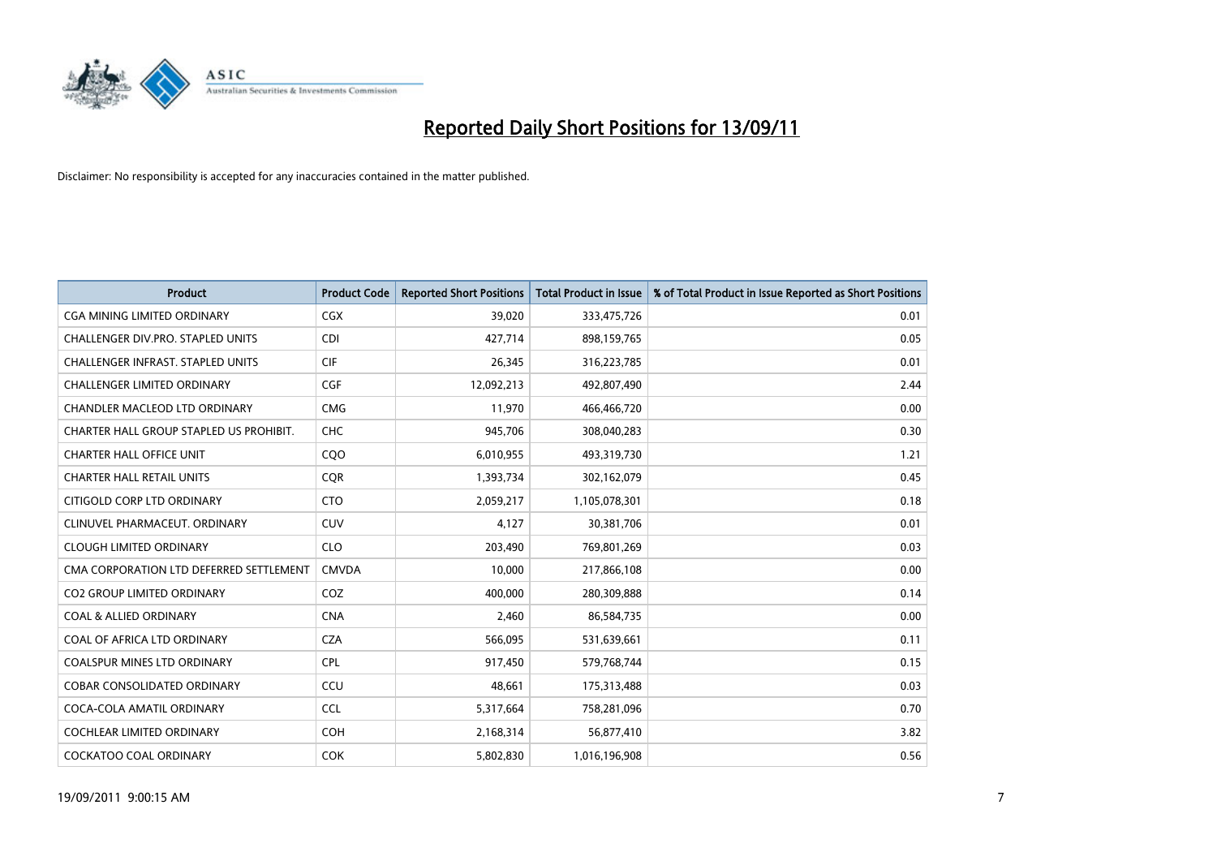# Reported Daily Short Positions for 13/09/11

Disclaimer: No responsibility is accepted for any inaccuracies contained in the matter published.

| Product | Product Code | Reported Short Positions | Total Product in Issue | % of Total Product in Issue Reported as Short Positions |
|---|---|---|---|---|
| CGA MINING LIMITED ORDINARY | CGX | 39,020 | 333,475,726 | 0.01 |
| CHALLENGER DIV.PRO. STAPLED UNITS | CDI | 427,714 | 898,159,765 | 0.05 |
| CHALLENGER INFRAST. STAPLED UNITS | CIF | 26,345 | 316,223,785 | 0.01 |
| CHALLENGER LIMITED ORDINARY | CGF | 12,092,213 | 492,807,490 | 2.44 |
| CHANDLER MACLEOD LTD ORDINARY | CMG | 11,970 | 466,466,720 | 0.00 |
| CHARTER HALL GROUP STAPLED US PROHIBIT. | CHC | 945,706 | 308,040,283 | 0.30 |
| CHARTER HALL OFFICE UNIT | CQO | 6,010,955 | 493,319,730 | 1.21 |
| CHARTER HALL RETAIL UNITS | CQR | 1,393,734 | 302,162,079 | 0.45 |
| CITIGOLD CORP LTD ORDINARY | CTO | 2,059,217 | 1,105,078,301 | 0.18 |
| CLINUVEL PHARMACEUT. ORDINARY | CUV | 4,127 | 30,381,706 | 0.01 |
| CLOUGH LIMITED ORDINARY | CLO | 203,490 | 769,801,269 | 0.03 |
| CMA CORPORATION LTD DEFERRED SETTLEMENT | CMVDA | 10,000 | 217,866,108 | 0.00 |
| CO2 GROUP LIMITED ORDINARY | COZ | 400,000 | 280,309,888 | 0.14 |
| COAL & ALLIED ORDINARY | CNA | 2,460 | 86,584,735 | 0.00 |
| COAL OF AFRICA LTD ORDINARY | CZA | 566,095 | 531,639,661 | 0.11 |
| COALSPUR MINES LTD ORDINARY | CPL | 917,450 | 579,768,744 | 0.15 |
| COBAR CONSOLIDATED ORDINARY | CCU | 48,661 | 175,313,488 | 0.03 |
| COCA-COLA AMATIL ORDINARY | CCL | 5,317,664 | 758,281,096 | 0.70 |
| COCHLEAR LIMITED ORDINARY | COH | 2,168,314 | 56,877,410 | 3.82 |
| COCKATOO COAL ORDINARY | COK | 5,802,830 | 1,016,196,908 | 0.56 |

19/09/2011 9:00:15 AM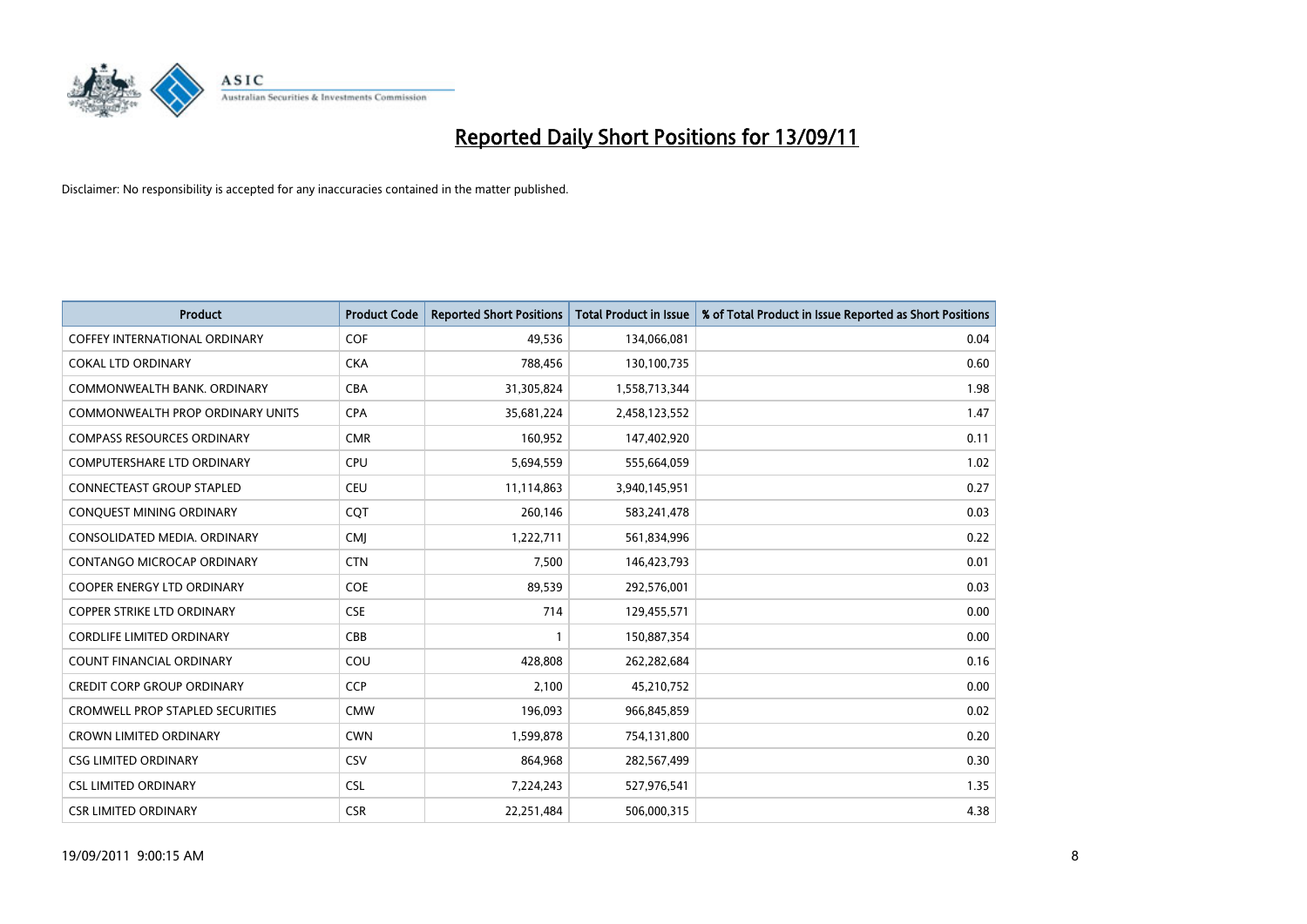# Reported Daily Short Positions for 13/09/11

Disclaimer: No responsibility is accepted for any inaccuracies contained in the matter published.

| Product | Product Code | Reported Short Positions | Total Product in Issue | % of Total Product in Issue Reported as Short Positions |
|---|---|---|---|---|
| COFFEY INTERNATIONAL ORDINARY | COF | 49,536 | 134,066,081 | 0.04 |
| COKAL LTD ORDINARY | CKA | 788,456 | 130,100,735 | 0.60 |
| COMMONWEALTH BANK. ORDINARY | CBA | 31,305,824 | 1,558,713,344 | 1.98 |
| COMMONWEALTH PROP ORDINARY UNITS | CPA | 35,681,224 | 2,458,123,552 | 1.47 |
| COMPASS RESOURCES ORDINARY | CMR | 160,952 | 147,402,920 | 0.11 |
| COMPUTERSHARE LTD ORDINARY | CPU | 5,694,559 | 555,664,059 | 1.02 |
| CONNECTEAST GROUP STAPLED | CEU | 11,114,863 | 3,940,145,951 | 0.27 |
| CONQUEST MINING ORDINARY | CQT | 260,146 | 583,241,478 | 0.03 |
| CONSOLIDATED MEDIA. ORDINARY | CMJ | 1,222,711 | 561,834,996 | 0.22 |
| CONTANGO MICROCAP ORDINARY | CTN | 7,500 | 146,423,793 | 0.01 |
| COOPER ENERGY LTD ORDINARY | COE | 89,539 | 292,576,001 | 0.03 |
| COPPER STRIKE LTD ORDINARY | CSE | 714 | 129,455,571 | 0.00 |
| CORDLIFE LIMITED ORDINARY | CBB | 1 | 150,887,354 | 0.00 |
| COUNT FINANCIAL ORDINARY | COU | 428,808 | 262,282,684 | 0.16 |
| CREDIT CORP GROUP ORDINARY | CCP | 2,100 | 45,210,752 | 0.00 |
| CROMWELL PROP STAPLED SECURITIES | CMW | 196,093 | 966,845,859 | 0.02 |
| CROWN LIMITED ORDINARY | CWN | 1,599,878 | 754,131,800 | 0.20 |
| CSG LIMITED ORDINARY | CSV | 864,968 | 282,567,499 | 0.30 |
| CSL LIMITED ORDINARY | CSL | 7,224,243 | 527,976,541 | 1.35 |
| CSR LIMITED ORDINARY | CSR | 22,251,484 | 506,000,315 | 4.38 |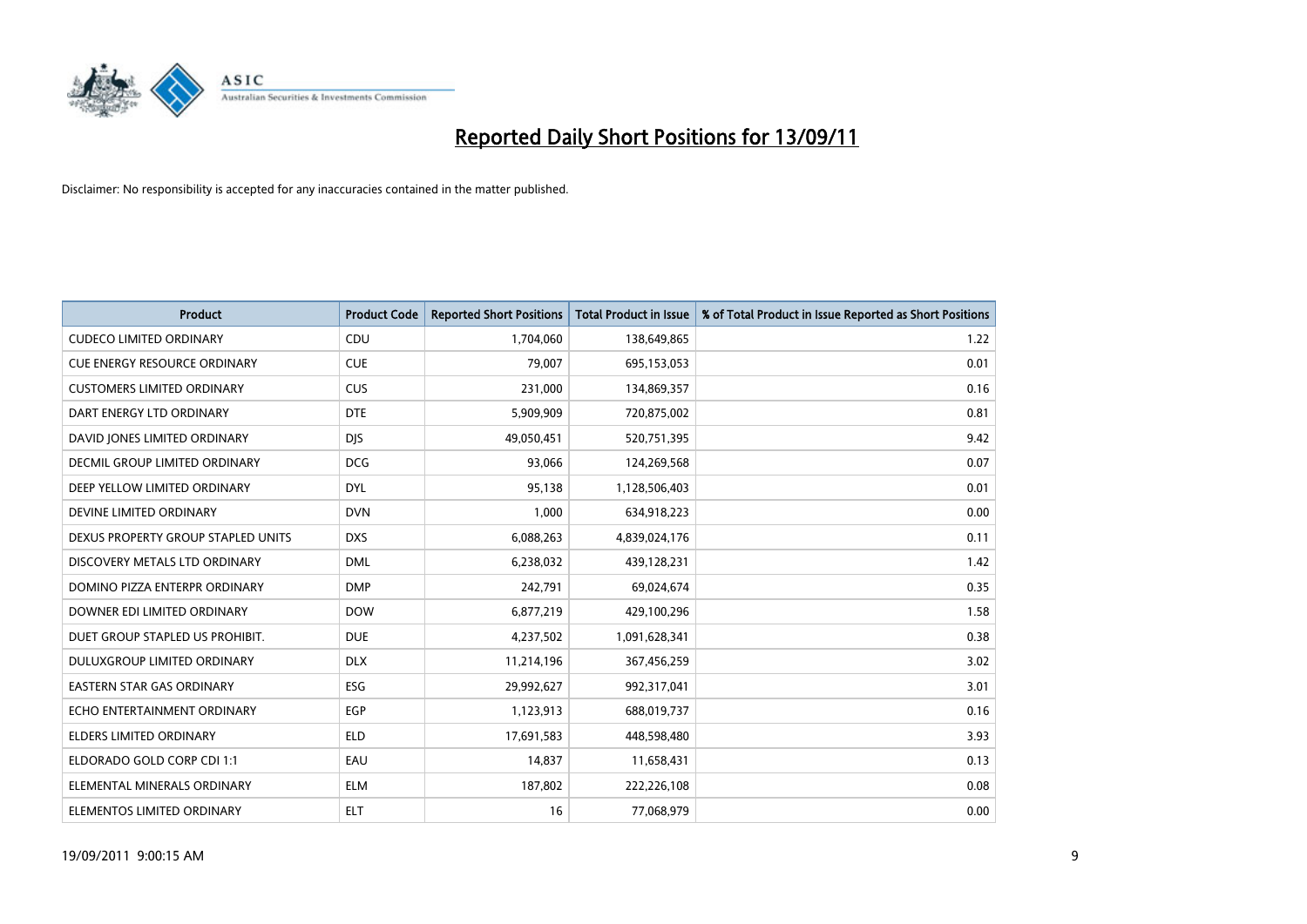# Reported Daily Short Positions for 13/09/11

Disclaimer: No responsibility is accepted for any inaccuracies contained in the matter published.

| Product | Product Code | Reported Short Positions | Total Product in Issue | % of Total Product in Issue Reported as Short Positions |
|---|---|---|---|---|
| CUDECO LIMITED ORDINARY | CDU | 1,704,060 | 138,649,865 | 1.22 |
| CUE ENERGY RESOURCE ORDINARY | CUE | 79,007 | 695,153,053 | 0.01 |
| CUSTOMERS LIMITED ORDINARY | CUS | 231,000 | 134,869,357 | 0.16 |
| DART ENERGY LTD ORDINARY | DTE | 5,909,909 | 720,875,002 | 0.81 |
| DAVID JONES LIMITED ORDINARY | DJS | 49,050,451 | 520,751,395 | 9.42 |
| DECMIL GROUP LIMITED ORDINARY | DCG | 93,066 | 124,269,568 | 0.07 |
| DEEP YELLOW LIMITED ORDINARY | DYL | 95,138 | 1,128,506,403 | 0.01 |
| DEVINE LIMITED ORDINARY | DVN | 1,000 | 634,918,223 | 0.00 |
| DEXUS PROPERTY GROUP STAPLED UNITS | DXS | 6,088,263 | 4,839,024,176 | 0.11 |
| DISCOVERY METALS LTD ORDINARY | DML | 6,238,032 | 439,128,231 | 1.42 |
| DOMINO PIZZA ENTERPR ORDINARY | DMP | 242,791 | 69,024,674 | 0.35 |
| DOWNER EDI LIMITED ORDINARY | DOW | 6,877,219 | 429,100,296 | 1.58 |
| DUET GROUP STAPLED US PROHIBIT. | DUE | 4,237,502 | 1,091,628,341 | 0.38 |
| DULUXGROUP LIMITED ORDINARY | DLX | 11,214,196 | 367,456,259 | 3.02 |
| EASTERN STAR GAS ORDINARY | ESG | 29,992,627 | 992,317,041 | 3.01 |
| ECHO ENTERTAINMENT ORDINARY | EGP | 1,123,913 | 688,019,737 | 0.16 |
| ELDERS LIMITED ORDINARY | ELD | 17,691,583 | 448,598,480 | 3.93 |
| ELDORADO GOLD CORP CDI 1:1 | EAU | 14,837 | 11,658,431 | 0.13 |
| ELEMENTAL MINERALS ORDINARY | ELM | 187,802 | 222,226,108 | 0.08 |
| ELEMENTOS LIMITED ORDINARY | ELT | 16 | 77,068,979 | 0.00 |

19/09/2011 9:00:15 AM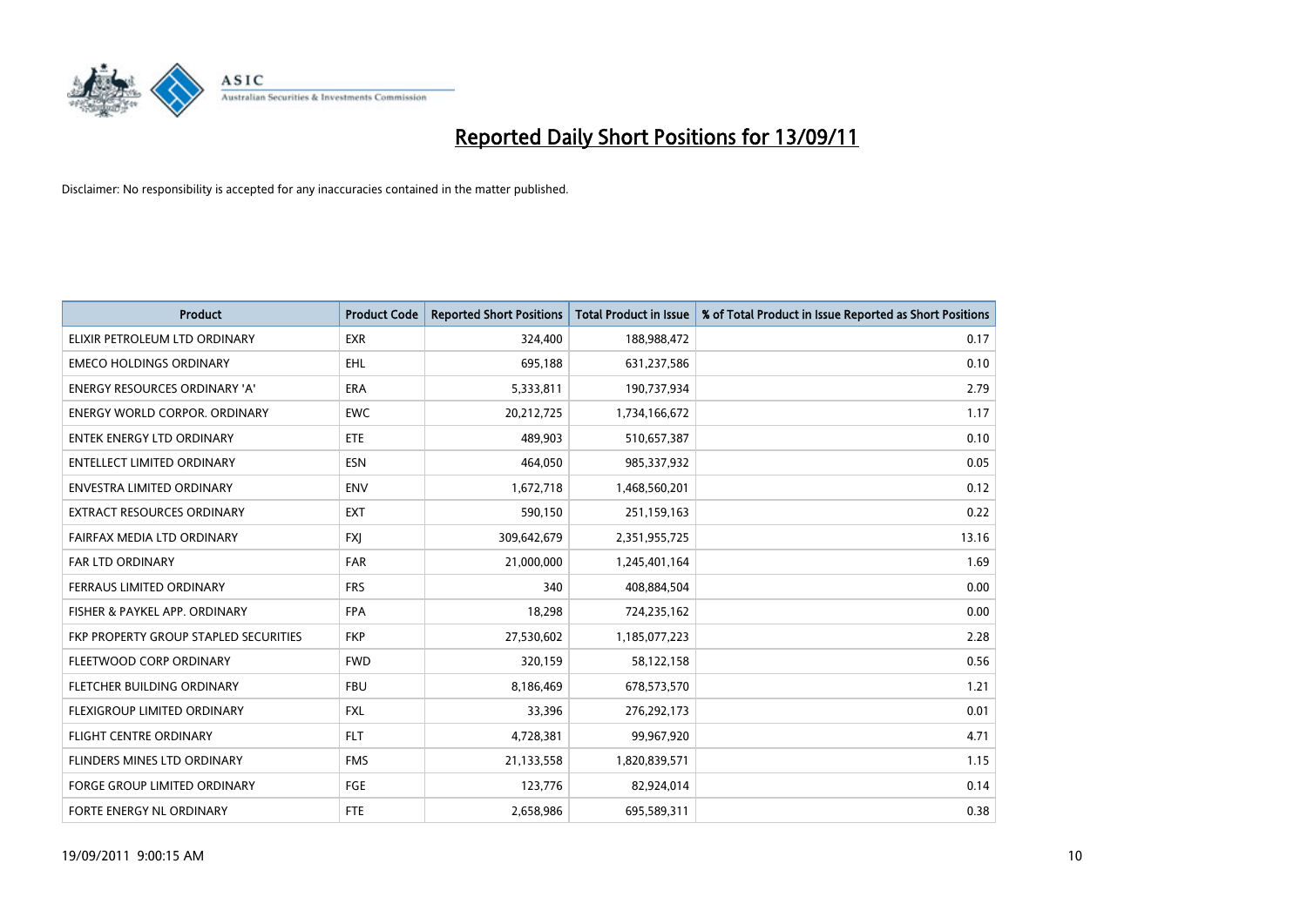# Reported Daily Short Positions for 13/09/11

Disclaimer: No responsibility is accepted for any inaccuracies contained in the matter published.

| Product | Product Code | Reported Short Positions | Total Product in Issue | % of Total Product in Issue Reported as Short Positions |
|---|---|---|---|---|
| ELIXIR PETROLEUM LTD ORDINARY | EXR | 324,400 | 188,988,472 | 0.17 |
| EMECO HOLDINGS ORDINARY | EHL | 695,188 | 631,237,586 | 0.10 |
| ENERGY RESOURCES ORDINARY 'A' | ERA | 5,333,811 | 190,737,934 | 2.79 |
| ENERGY WORLD CORPOR. ORDINARY | EWC | 20,212,725 | 1,734,166,672 | 1.17 |
| ENTEK ENERGY LTD ORDINARY | ETE | 489,903 | 510,657,387 | 0.10 |
| ENTELLECT LIMITED ORDINARY | ESN | 464,050 | 985,337,932 | 0.05 |
| ENVESTRA LIMITED ORDINARY | ENV | 1,672,718 | 1,468,560,201 | 0.12 |
| EXTRACT RESOURCES ORDINARY | EXT | 590,150 | 251,159,163 | 0.22 |
| FAIRFAX MEDIA LTD ORDINARY | FXJ | 309,642,679 | 2,351,955,725 | 13.16 |
| FAR LTD ORDINARY | FAR | 21,000,000 | 1,245,401,164 | 1.69 |
| FERRAUS LIMITED ORDINARY | FRS | 340 | 408,884,504 | 0.00 |
| FISHER & PAYKEL APP. ORDINARY | FPA | 18,298 | 724,235,162 | 0.00 |
| FKP PROPERTY GROUP STAPLED SECURITIES | FKP | 27,530,602 | 1,185,077,223 | 2.28 |
| FLEETWOOD CORP ORDINARY | FWD | 320,159 | 58,122,158 | 0.56 |
| FLETCHER BUILDING ORDINARY | FBU | 8,186,469 | 678,573,570 | 1.21 |
| FLEXIGROUP LIMITED ORDINARY | FXL | 33,396 | 276,292,173 | 0.01 |
| FLIGHT CENTRE ORDINARY | FLT | 4,728,381 | 99,967,920 | 4.71 |
| FLINDERS MINES LTD ORDINARY | FMS | 21,133,558 | 1,820,839,571 | 1.15 |
| FORGE GROUP LIMITED ORDINARY | FGE | 123,776 | 82,924,014 | 0.14 |
| FORTE ENERGY NL ORDINARY | FTE | 2,658,986 | 695,589,311 | 0.38 |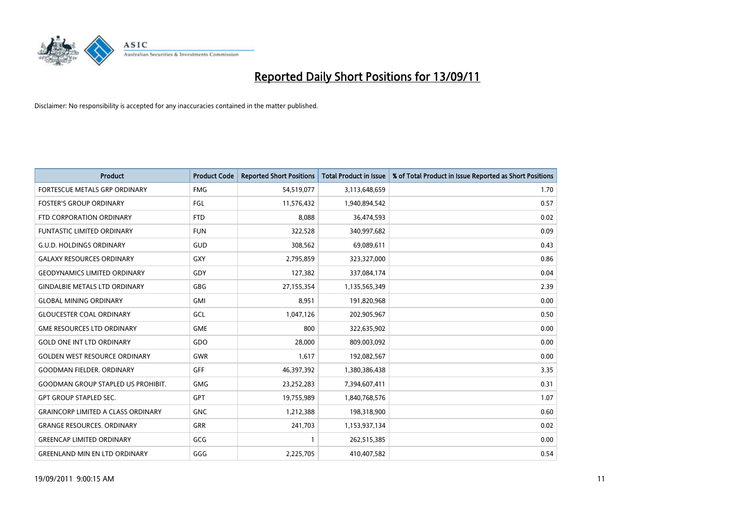# Reported Daily Short Positions for 13/09/11

Disclaimer: No responsibility is accepted for any inaccuracies contained in the matter published.

| Product | Product Code | Reported Short Positions | Total Product in Issue | % of Total Product in Issue Reported as Short Positions |
|---|---|---|---|---|
| FORTESCUE METALS GRP ORDINARY | FMG | 54,519,077 | 3,113,648,659 | 1.70 |
| FOSTER'S GROUP ORDINARY | FGL | 11,576,432 | 1,940,894,542 | 0.57 |
| FTD CORPORATION ORDINARY | FTD | 8,088 | 36,474,593 | 0.02 |
| FUNTASTIC LIMITED ORDINARY | FUN | 322,528 | 340,997,682 | 0.09 |
| G.U.D. HOLDINGS ORDINARY | GUD | 308,562 | 69,089,611 | 0.43 |
| GALAXY RESOURCES ORDINARY | GXY | 2,795,859 | 323,327,000 | 0.86 |
| GEODYNAMICS LIMITED ORDINARY | GDY | 127,382 | 337,084,174 | 0.04 |
| GINDALBIE METALS LTD ORDINARY | GBG | 27,155,354 | 1,135,565,349 | 2.39 |
| GLOBAL MINING ORDINARY | GMI | 8,951 | 191,820,968 | 0.00 |
| GLOUCESTER COAL ORDINARY | GCL | 1,047,126 | 202,905,967 | 0.50 |
| GME RESOURCES LTD ORDINARY | GME | 800 | 322,635,902 | 0.00 |
| GOLD ONE INT LTD ORDINARY | GDO | 28,000 | 809,003,092 | 0.00 |
| GOLDEN WEST RESOURCE ORDINARY | GWR | 1,617 | 192,082,567 | 0.00 |
| GOODMAN FIELDER. ORDINARY | GFF | 46,397,392 | 1,380,386,438 | 3.35 |
| GOODMAN GROUP STAPLED US PROHIBIT. | GMG | 23,252,283 | 7,394,607,411 | 0.31 |
| GPT GROUP STAPLED SEC. | GPT | 19,755,989 | 1,840,768,576 | 1.07 |
| GRAINCORP LIMITED A CLASS ORDINARY | GNC | 1,212,388 | 198,318,900 | 0.60 |
| GRANGE RESOURCES. ORDINARY | GRR | 241,703 | 1,153,937,134 | 0.02 |
| GREENCAP LIMITED ORDINARY | GCG | 1 | 262,515,385 | 0.00 |
| GREENLAND MIN EN LTD ORDINARY | GGG | 2,225,705 | 410,407,582 | 0.54 |

19/09/2011 9:00:15 AM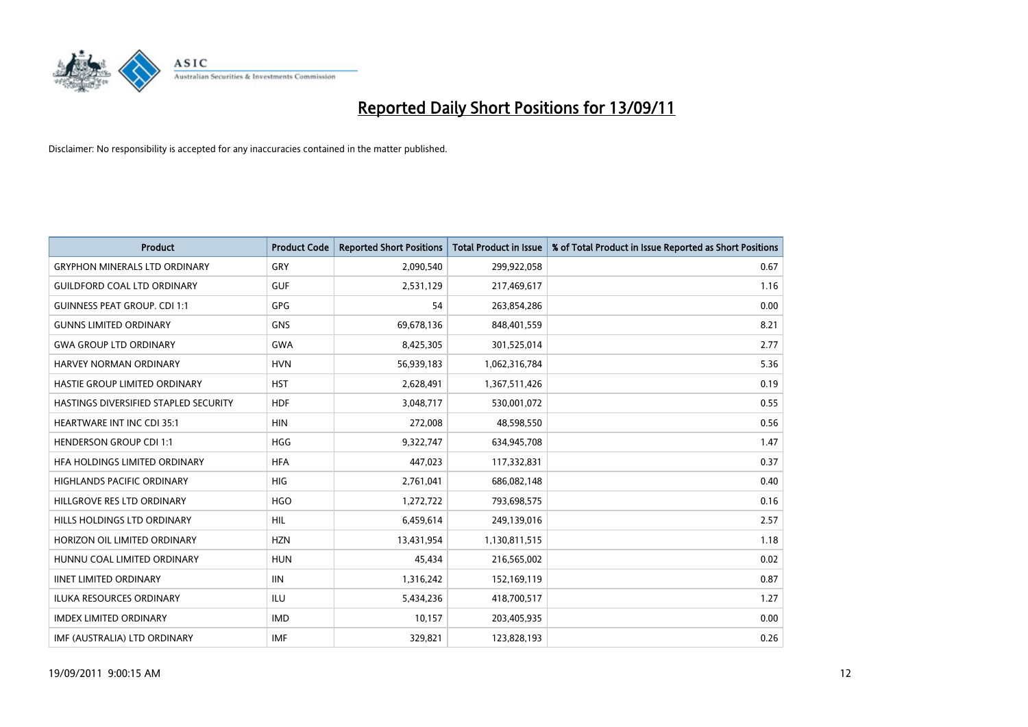# Reported Daily Short Positions for 13/09/11

Disclaimer: No responsibility is accepted for any inaccuracies contained in the matter published.

| Product | Product Code | Reported Short Positions | Total Product in Issue | % of Total Product in Issue Reported as Short Positions |
|---|---|---|---|---|
| GRYPHON MINERALS LTD ORDINARY | GRY | 2,090,540 | 299,922,058 | 0.67 |
| GUILDFORD COAL LTD ORDINARY | GUF | 2,531,129 | 217,469,617 | 1.16 |
| GUINNESS PEAT GROUP. CDI 1:1 | GPG | 54 | 263,854,286 | 0.00 |
| GUNNS LIMITED ORDINARY | GNS | 69,678,136 | 848,401,559 | 8.21 |
| GWA GROUP LTD ORDINARY | GWA | 8,425,305 | 301,525,014 | 2.77 |
| HARVEY NORMAN ORDINARY | HVN | 56,939,183 | 1,062,316,784 | 5.36 |
| HASTIE GROUP LIMITED ORDINARY | HST | 2,628,491 | 1,367,511,426 | 0.19 |
| HASTINGS DIVERSIFIED STAPLED SECURITY | HDF | 3,048,717 | 530,001,072 | 0.55 |
| HEARTWARE INT INC CDI 35:1 | HIN | 272,008 | 48,598,550 | 0.56 |
| HENDERSON GROUP CDI 1:1 | HGG | 9,322,747 | 634,945,708 | 1.47 |
| HFA HOLDINGS LIMITED ORDINARY | HFA | 447,023 | 117,332,831 | 0.37 |
| HIGHLANDS PACIFIC ORDINARY | HIG | 2,761,041 | 686,082,148 | 0.40 |
| HILLGROVE RES LTD ORDINARY | HGO | 1,272,722 | 793,698,575 | 0.16 |
| HILLS HOLDINGS LTD ORDINARY | HIL | 6,459,614 | 249,139,016 | 2.57 |
| HORIZON OIL LIMITED ORDINARY | HZN | 13,431,954 | 1,130,811,515 | 1.18 |
| HUNNU COAL LIMITED ORDINARY | HUN | 45,434 | 216,565,002 | 0.02 |
| IINET LIMITED ORDINARY | IIN | 1,316,242 | 152,169,119 | 0.87 |
| ILUKA RESOURCES ORDINARY | ILU | 5,434,236 | 418,700,517 | 1.27 |
| IMDEX LIMITED ORDINARY | IMD | 10,157 | 203,405,935 | 0.00 |
| IMF (AUSTRALIA) LTD ORDINARY | IMF | 329,821 | 123,828,193 | 0.26 |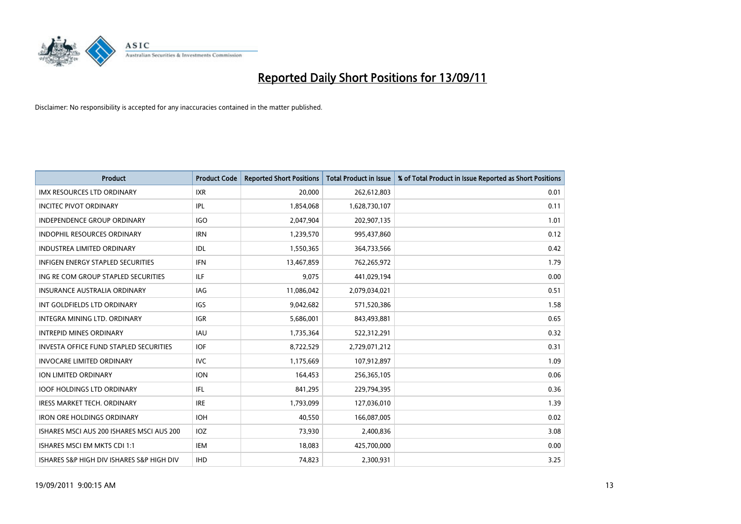# Reported Daily Short Positions for 13/09/11

Disclaimer: No responsibility is accepted for any inaccuracies contained in the matter published.

| Product | Product Code | Reported Short Positions | Total Product in Issue | % of Total Product in Issue Reported as Short Positions |
|---|---|---|---|---|
| IMX RESOURCES LTD ORDINARY | IXR | 20,000 | 262,612,803 | 0.01 |
| INCITEC PIVOT ORDINARY | IPL | 1,854,068 | 1,628,730,107 | 0.11 |
| INDEPENDENCE GROUP ORDINARY | IGO | 2,047,904 | 202,907,135 | 1.01 |
| INDOPHIL RESOURCES ORDINARY | IRN | 1,239,570 | 995,437,860 | 0.12 |
| INDUSTREA LIMITED ORDINARY | IDL | 1,550,365 | 364,733,566 | 0.42 |
| INFIGEN ENERGY STAPLED SECURITIES | IFN | 13,467,859 | 762,265,972 | 1.79 |
| ING RE COM GROUP STAPLED SECURITIES | ILF | 9,075 | 441,029,194 | 0.00 |
| INSURANCE AUSTRALIA ORDINARY | IAG | 11,086,042 | 2,079,034,021 | 0.51 |
| INT GOLDFIELDS LTD ORDINARY | IGS | 9,042,682 | 571,520,386 | 1.58 |
| INTEGRA MINING LTD. ORDINARY | IGR | 5,686,001 | 843,493,881 | 0.65 |
| INTREPID MINES ORDINARY | IAU | 1,735,364 | 522,312,291 | 0.32 |
| INVESTA OFFICE FUND STAPLED SECURITIES | IOF | 8,722,529 | 2,729,071,212 | 0.31 |
| INVOCARE LIMITED ORDINARY | IVC | 1,175,669 | 107,912,897 | 1.09 |
| ION LIMITED ORDINARY | ION | 164,453 | 256,365,105 | 0.06 |
| IOOF HOLDINGS LTD ORDINARY | IFL | 841,295 | 229,794,395 | 0.36 |
| IRESS MARKET TECH. ORDINARY | IRE | 1,793,099 | 127,036,010 | 1.39 |
| IRON ORE HOLDINGS ORDINARY | IOH | 40,550 | 166,087,005 | 0.02 |
| ISHARES MSCI AUS 200 ISHARES MSCI AUS 200 | IOZ | 73,930 | 2,400,836 | 3.08 |
| ISHARES MSCI EM MKTS CDI 1:1 | IEM | 18,083 | 425,700,000 | 0.00 |
| ISHARES S&P HIGH DIV ISHARES S&P HIGH DIV | IHD | 74,823 | 2,300,931 | 3.25 |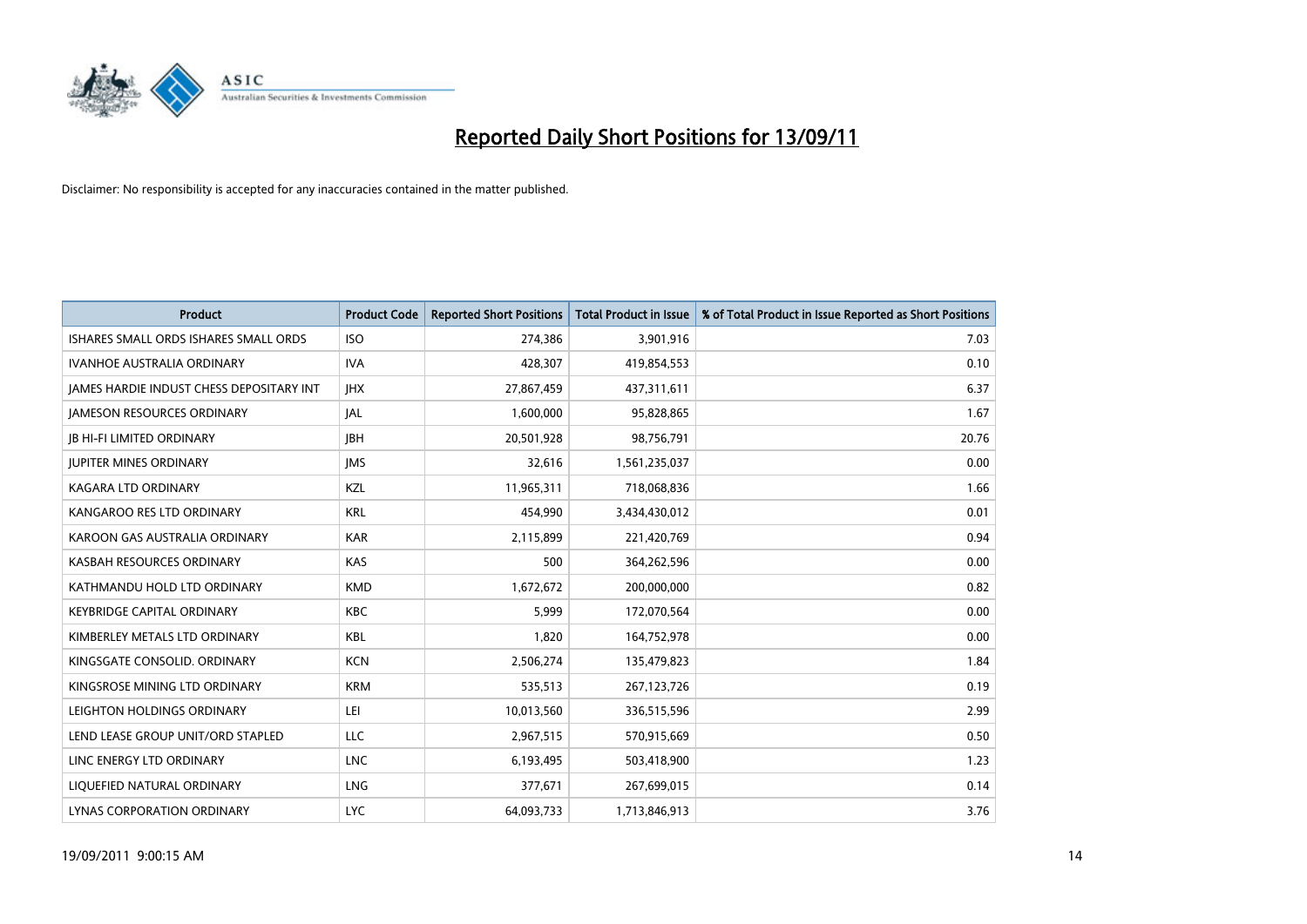# Reported Daily Short Positions for 13/09/11

Disclaimer: No responsibility is accepted for any inaccuracies contained in the matter published.

| Product | Product Code | Reported Short Positions | Total Product in Issue | % of Total Product in Issue Reported as Short Positions |
|---|---|---|---|---|
| ISHARES SMALL ORDS ISHARES SMALL ORDS | ISO | 274,386 | 3,901,916 | 7.03 |
| IVANHOE AUSTRALIA ORDINARY | IVA | 428,307 | 419,854,553 | 0.10 |
| JAMES HARDIE INDUST CHESS DEPOSITARY INT | JHX | 27,867,459 | 437,311,611 | 6.37 |
| JAMESON RESOURCES ORDINARY | JAL | 1,600,000 | 95,828,865 | 1.67 |
| JB HI-FI LIMITED ORDINARY | JBH | 20,501,928 | 98,756,791 | 20.76 |
| JUPITER MINES ORDINARY | JMS | 32,616 | 1,561,235,037 | 0.00 |
| KAGARA LTD ORDINARY | KZL | 11,965,311 | 718,068,836 | 1.66 |
| KANGAROO RES LTD ORDINARY | KRL | 454,990 | 3,434,430,012 | 0.01 |
| KAROON GAS AUSTRALIA ORDINARY | KAR | 2,115,899 | 221,420,769 | 0.94 |
| KASBAH RESOURCES ORDINARY | KAS | 500 | 364,262,596 | 0.00 |
| KATHMANDU HOLD LTD ORDINARY | KMD | 1,672,672 | 200,000,000 | 0.82 |
| KEYBRIDGE CAPITAL ORDINARY | KBC | 5,999 | 172,070,564 | 0.00 |
| KIMBERLEY METALS LTD ORDINARY | KBL | 1,820 | 164,752,978 | 0.00 |
| KINGSGATE CONSOLID. ORDINARY | KCN | 2,506,274 | 135,479,823 | 1.84 |
| KINGSROSE MINING LTD ORDINARY | KRM | 535,513 | 267,123,726 | 0.19 |
| LEIGHTON HOLDINGS ORDINARY | LEI | 10,013,560 | 336,515,596 | 2.99 |
| LEND LEASE GROUP UNIT/ORD STAPLED | LLC | 2,967,515 | 570,915,669 | 0.50 |
| LINC ENERGY LTD ORDINARY | LNC | 6,193,495 | 503,418,900 | 1.23 |
| LIQUEFIED NATURAL ORDINARY | LNG | 377,671 | 267,699,015 | 0.14 |
| LYNAS CORPORATION ORDINARY | LYC | 64,093,733 | 1,713,846,913 | 3.76 |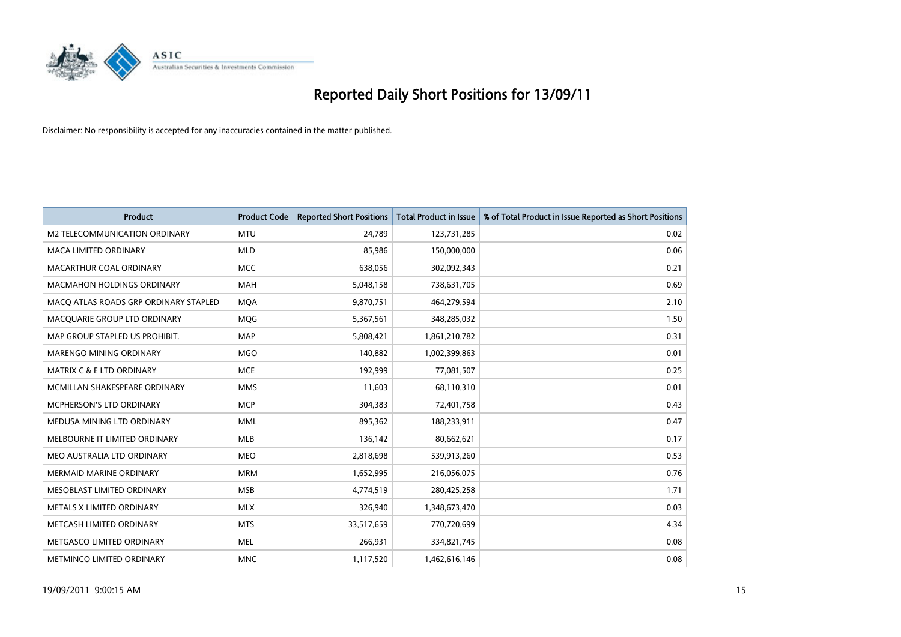# Reported Daily Short Positions for 13/09/11

Disclaimer: No responsibility is accepted for any inaccuracies contained in the matter published.

| Product | Product Code | Reported Short Positions | Total Product in Issue | % of Total Product in Issue Reported as Short Positions |
|---|---|---|---|---|
| M2 TELECOMMUNICATION ORDINARY | MTU | 24,789 | 123,731,285 | 0.02 |
| MACA LIMITED ORDINARY | MLD | 85,986 | 150,000,000 | 0.06 |
| MACARTHUR COAL ORDINARY | MCC | 638,056 | 302,092,343 | 0.21 |
| MACMAHON HOLDINGS ORDINARY | MAH | 5,048,158 | 738,631,705 | 0.69 |
| MACQ ATLAS ROADS GRP ORDINARY STAPLED | MQA | 9,870,751 | 464,279,594 | 2.10 |
| MACQUARIE GROUP LTD ORDINARY | MQG | 5,367,561 | 348,285,032 | 1.50 |
| MAP GROUP STAPLED US PROHIBIT. | MAP | 5,808,421 | 1,861,210,782 | 0.31 |
| MARENGO MINING ORDINARY | MGO | 140,882 | 1,002,399,863 | 0.01 |
| MATRIX C & E LTD ORDINARY | MCE | 192,999 | 77,081,507 | 0.25 |
| MCMILLAN SHAKESPEARE ORDINARY | MMS | 11,603 | 68,110,310 | 0.01 |
| MCPHERSON'S LTD ORDINARY | MCP | 304,383 | 72,401,758 | 0.43 |
| MEDUSA MINING LTD ORDINARY | MML | 895,362 | 188,233,911 | 0.47 |
| MELBOURNE IT LIMITED ORDINARY | MLB | 136,142 | 80,662,621 | 0.17 |
| MEO AUSTRALIA LTD ORDINARY | MEO | 2,818,698 | 539,913,260 | 0.53 |
| MERMAID MARINE ORDINARY | MRM | 1,652,995 | 216,056,075 | 0.76 |
| MESOBLAST LIMITED ORDINARY | MSB | 4,774,519 | 280,425,258 | 1.71 |
| METALS X LIMITED ORDINARY | MLX | 326,940 | 1,348,673,470 | 0.03 |
| METCASH LIMITED ORDINARY | MTS | 33,517,659 | 770,720,699 | 4.34 |
| METGASCO LIMITED ORDINARY | MEL | 266,931 | 334,821,745 | 0.08 |
| METMINCO LIMITED ORDINARY | MNC | 1,117,520 | 1,462,616,146 | 0.08 |

19/09/2011 9:00:15 AM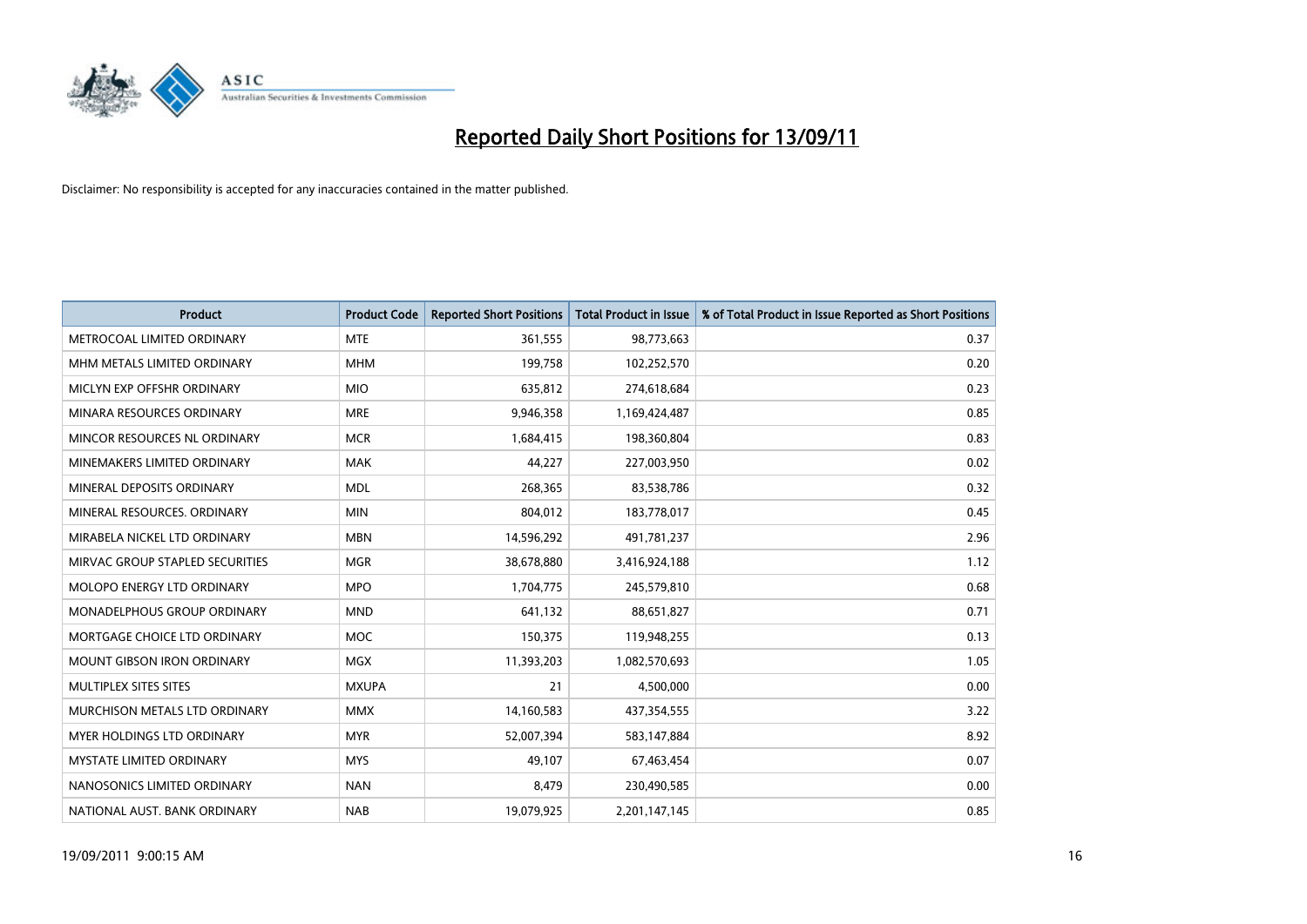# Reported Daily Short Positions for 13/09/11

Disclaimer: No responsibility is accepted for any inaccuracies contained in the matter published.

| Product | Product Code | Reported Short Positions | Total Product in Issue | % of Total Product in Issue Reported as Short Positions |
|---|---|---|---|---|
| METROCOAL LIMITED ORDINARY | MTE | 361,555 | 98,773,663 | 0.37 |
| MHM METALS LIMITED ORDINARY | MHM | 199,758 | 102,252,570 | 0.20 |
| MICLYN EXP OFFSHR ORDINARY | MIO | 635,812 | 274,618,684 | 0.23 |
| MINARA RESOURCES ORDINARY | MRE | 9,946,358 | 1,169,424,487 | 0.85 |
| MINCOR RESOURCES NL ORDINARY | MCR | 1,684,415 | 198,360,804 | 0.83 |
| MINEMAKERS LIMITED ORDINARY | MAK | 44,227 | 227,003,950 | 0.02 |
| MINERAL DEPOSITS ORDINARY | MDL | 268,365 | 83,538,786 | 0.32 |
| MINERAL RESOURCES. ORDINARY | MIN | 804,012 | 183,778,017 | 0.45 |
| MIRABELA NICKEL LTD ORDINARY | MBN | 14,596,292 | 491,781,237 | 2.96 |
| MIRVAC GROUP STAPLED SECURITIES | MGR | 38,678,880 | 3,416,924,188 | 1.12 |
| MOLOPO ENERGY LTD ORDINARY | MPO | 1,704,775 | 245,579,810 | 0.68 |
| MONADELPHOUS GROUP ORDINARY | MND | 641,132 | 88,651,827 | 0.71 |
| MORTGAGE CHOICE LTD ORDINARY | MOC | 150,375 | 119,948,255 | 0.13 |
| MOUNT GIBSON IRON ORDINARY | MGX | 11,393,203 | 1,082,570,693 | 1.05 |
| MULTIPLEX SITES SITES | MXUPA | 21 | 4,500,000 | 0.00 |
| MURCHISON METALS LTD ORDINARY | MMX | 14,160,583 | 437,354,555 | 3.22 |
| MYER HOLDINGS LTD ORDINARY | MYR | 52,007,394 | 583,147,884 | 8.92 |
| MYSTATE LIMITED ORDINARY | MYS | 49,107 | 67,463,454 | 0.07 |
| NANOSONICS LIMITED ORDINARY | NAN | 8,479 | 230,490,585 | 0.00 |
| NATIONAL AUST. BANK ORDINARY | NAB | 19,079,925 | 2,201,147,145 | 0.85 |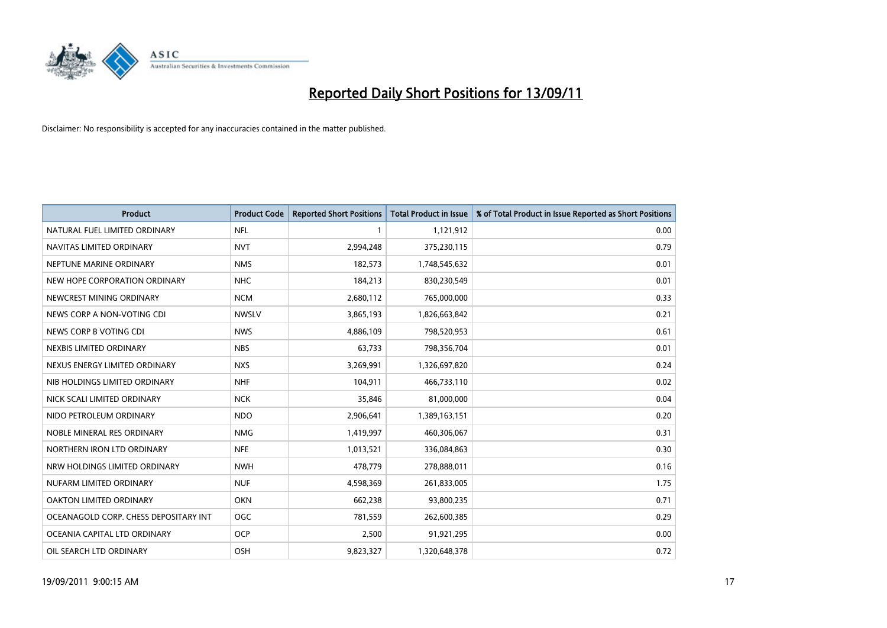# Reported Daily Short Positions for 13/09/11

Disclaimer: No responsibility is accepted for any inaccuracies contained in the matter published.

| Product | Product Code | Reported Short Positions | Total Product in Issue | % of Total Product in Issue Reported as Short Positions |
|---|---|---|---|---|
| NATURAL FUEL LIMITED ORDINARY | NFL | 1 | 1,121,912 | 0.00 |
| NAVITAS LIMITED ORDINARY | NVT | 2,994,248 | 375,230,115 | 0.79 |
| NEPTUNE MARINE ORDINARY | NMS | 182,573 | 1,748,545,632 | 0.01 |
| NEW HOPE CORPORATION ORDINARY | NHC | 184,213 | 830,230,549 | 0.01 |
| NEWCREST MINING ORDINARY | NCM | 2,680,112 | 765,000,000 | 0.33 |
| NEWS CORP A NON-VOTING CDI | NWSLV | 3,865,193 | 1,826,663,842 | 0.21 |
| NEWS CORP B VOTING CDI | NWS | 4,886,109 | 798,520,953 | 0.61 |
| NEXBIS LIMITED ORDINARY | NBS | 63,733 | 798,356,704 | 0.01 |
| NEXUS ENERGY LIMITED ORDINARY | NXS | 3,269,991 | 1,326,697,820 | 0.24 |
| NIB HOLDINGS LIMITED ORDINARY | NHF | 104,911 | 466,733,110 | 0.02 |
| NICK SCALI LIMITED ORDINARY | NCK | 35,846 | 81,000,000 | 0.04 |
| NIDO PETROLEUM ORDINARY | NDO | 2,906,641 | 1,389,163,151 | 0.20 |
| NOBLE MINERAL RES ORDINARY | NMG | 1,419,997 | 460,306,067 | 0.31 |
| NORTHERN IRON LTD ORDINARY | NFE | 1,013,521 | 336,084,863 | 0.30 |
| NRW HOLDINGS LIMITED ORDINARY | NWH | 478,779 | 278,888,011 | 0.16 |
| NUFARM LIMITED ORDINARY | NUF | 4,598,369 | 261,833,005 | 1.75 |
| OAKTON LIMITED ORDINARY | OKN | 662,238 | 93,800,235 | 0.71 |
| OCEANAGOLD CORP. CHESS DEPOSITARY INT | OGC | 781,559 | 262,600,385 | 0.29 |
| OCEANIA CAPITAL LTD ORDINARY | OCP | 2,500 | 91,921,295 | 0.00 |
| OIL SEARCH LTD ORDINARY | OSH | 9,823,327 | 1,320,648,378 | 0.72 |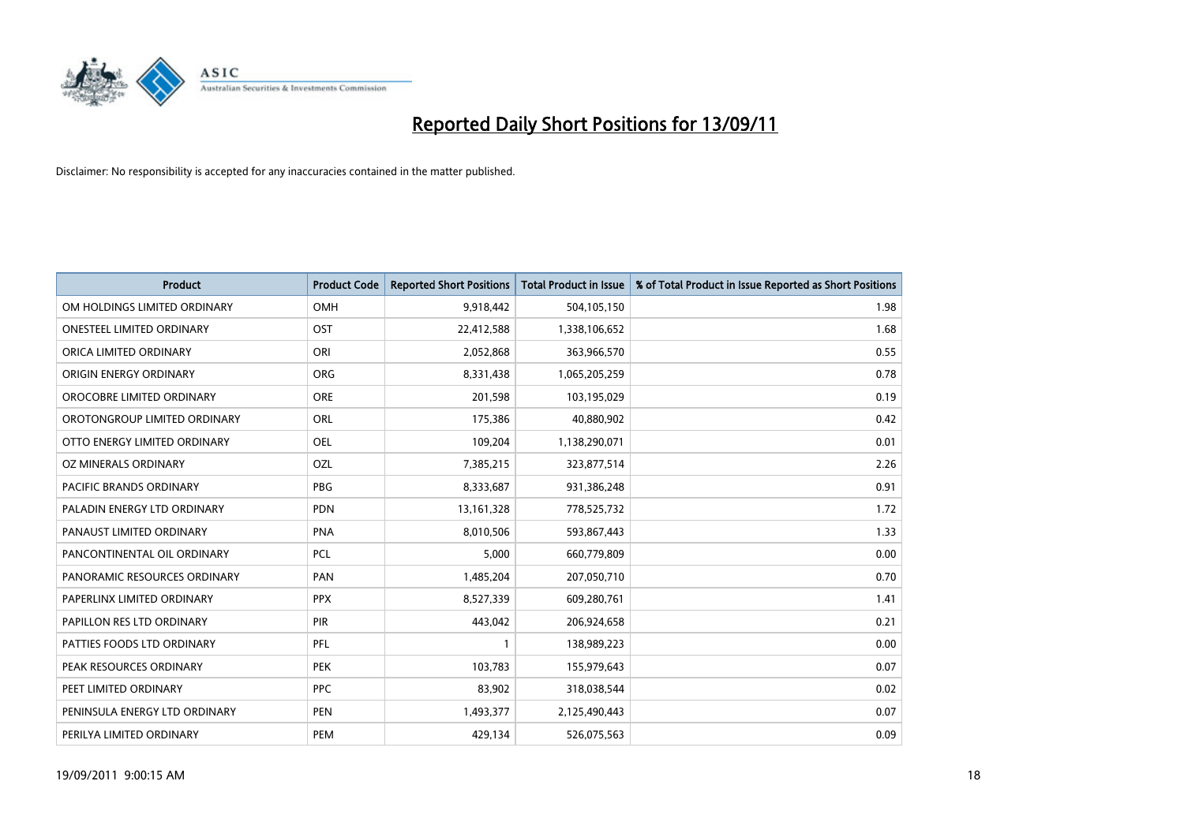# Reported Daily Short Positions for 13/09/11

Disclaimer: No responsibility is accepted for any inaccuracies contained in the matter published.

| Product | Product Code | Reported Short Positions | Total Product in Issue | % of Total Product in Issue Reported as Short Positions |
|---|---|---|---|---|
| OM HOLDINGS LIMITED ORDINARY | OMH | 9,918,442 | 504,105,150 | 1.98 |
| ONESTEEL LIMITED ORDINARY | OST | 22,412,588 | 1,338,106,652 | 1.68 |
| ORICA LIMITED ORDINARY | ORI | 2,052,868 | 363,966,570 | 0.55 |
| ORIGIN ENERGY ORDINARY | ORG | 8,331,438 | 1,065,205,259 | 0.78 |
| OROCOBRE LIMITED ORDINARY | ORE | 201,598 | 103,195,029 | 0.19 |
| OROTONGROUP LIMITED ORDINARY | ORL | 175,386 | 40,880,902 | 0.42 |
| OTTO ENERGY LIMITED ORDINARY | OEL | 109,204 | 1,138,290,071 | 0.01 |
| OZ MINERALS ORDINARY | OZL | 7,385,215 | 323,877,514 | 2.26 |
| PACIFIC BRANDS ORDINARY | PBG | 8,333,687 | 931,386,248 | 0.91 |
| PALADIN ENERGY LTD ORDINARY | PDN | 13,161,328 | 778,525,732 | 1.72 |
| PANAUST LIMITED ORDINARY | PNA | 8,010,506 | 593,867,443 | 1.33 |
| PANCONTINENTAL OIL ORDINARY | PCL | 5,000 | 660,779,809 | 0.00 |
| PANORAMIC RESOURCES ORDINARY | PAN | 1,485,204 | 207,050,710 | 0.70 |
| PAPERLINX LIMITED ORDINARY | PPX | 8,527,339 | 609,280,761 | 1.41 |
| PAPILLON RES LTD ORDINARY | PIR | 443,042 | 206,924,658 | 0.21 |
| PATTIES FOODS LTD ORDINARY | PFL | 1 | 138,989,223 | 0.00 |
| PEAK RESOURCES ORDINARY | PEK | 103,783 | 155,979,643 | 0.07 |
| PEET LIMITED ORDINARY | PPC | 83,902 | 318,038,544 | 0.02 |
| PENINSULA ENERGY LTD ORDINARY | PEN | 1,493,377 | 2,125,490,443 | 0.07 |
| PERILYA LIMITED ORDINARY | PEM | 429,134 | 526,075,563 | 0.09 |

19/09/2011 9:00:15 AM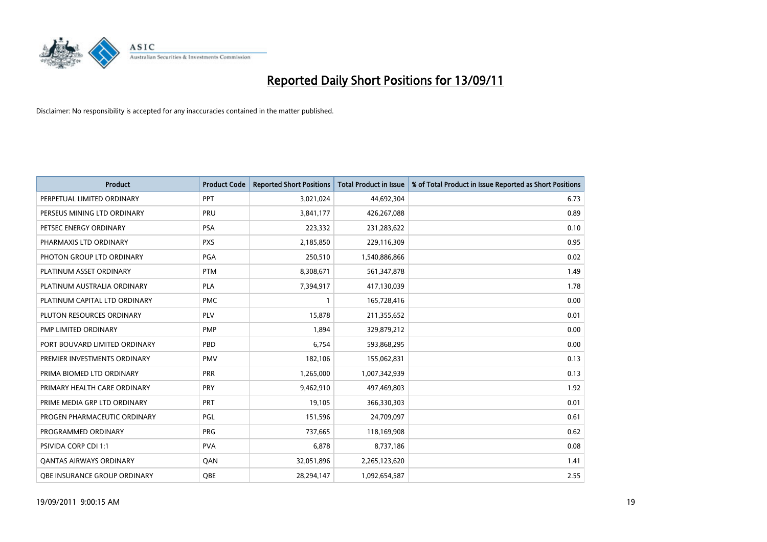# Reported Daily Short Positions for 13/09/11

Disclaimer: No responsibility is accepted for any inaccuracies contained in the matter published.

| Product | Product Code | Reported Short Positions | Total Product in Issue | % of Total Product in Issue Reported as Short Positions |
|---|---|---|---|---|
| PERPETUAL LIMITED ORDINARY | PPT | 3,021,024 | 44,692,304 | 6.73 |
| PERSEUS MINING LTD ORDINARY | PRU | 3,841,177 | 426,267,088 | 0.89 |
| PETSEC ENERGY ORDINARY | PSA | 223,332 | 231,283,622 | 0.10 |
| PHARMAXIS LTD ORDINARY | PXS | 2,185,850 | 229,116,309 | 0.95 |
| PHOTON GROUP LTD ORDINARY | PGA | 250,510 | 1,540,886,866 | 0.02 |
| PLATINUM ASSET ORDINARY | PTM | 8,308,671 | 561,347,878 | 1.49 |
| PLATINUM AUSTRALIA ORDINARY | PLA | 7,394,917 | 417,130,039 | 1.78 |
| PLATINUM CAPITAL LTD ORDINARY | PMC | 1 | 165,728,416 | 0.00 |
| PLUTON RESOURCES ORDINARY | PLV | 15,878 | 211,355,652 | 0.01 |
| PMP LIMITED ORDINARY | PMP | 1,894 | 329,879,212 | 0.00 |
| PORT BOUVARD LIMITED ORDINARY | PBD | 6,754 | 593,868,295 | 0.00 |
| PREMIER INVESTMENTS ORDINARY | PMV | 182,106 | 155,062,831 | 0.13 |
| PRIMA BIOMED LTD ORDINARY | PRR | 1,265,000 | 1,007,342,939 | 0.13 |
| PRIMARY HEALTH CARE ORDINARY | PRY | 9,462,910 | 497,469,803 | 1.92 |
| PRIME MEDIA GRP LTD ORDINARY | PRT | 19,105 | 366,330,303 | 0.01 |
| PROGEN PHARMACEUTIC ORDINARY | PGL | 151,596 | 24,709,097 | 0.61 |
| PROGRAMMED ORDINARY | PRG | 737,665 | 118,169,908 | 0.62 |
| PSIVIDA CORP CDI 1:1 | PVA | 6,878 | 8,737,186 | 0.08 |
| QANTAS AIRWAYS ORDINARY | QAN | 32,051,896 | 2,265,123,620 | 1.41 |
| QBE INSURANCE GROUP ORDINARY | QBE | 28,294,147 | 1,092,654,587 | 2.55 |

19/09/2011 9:00:15 AM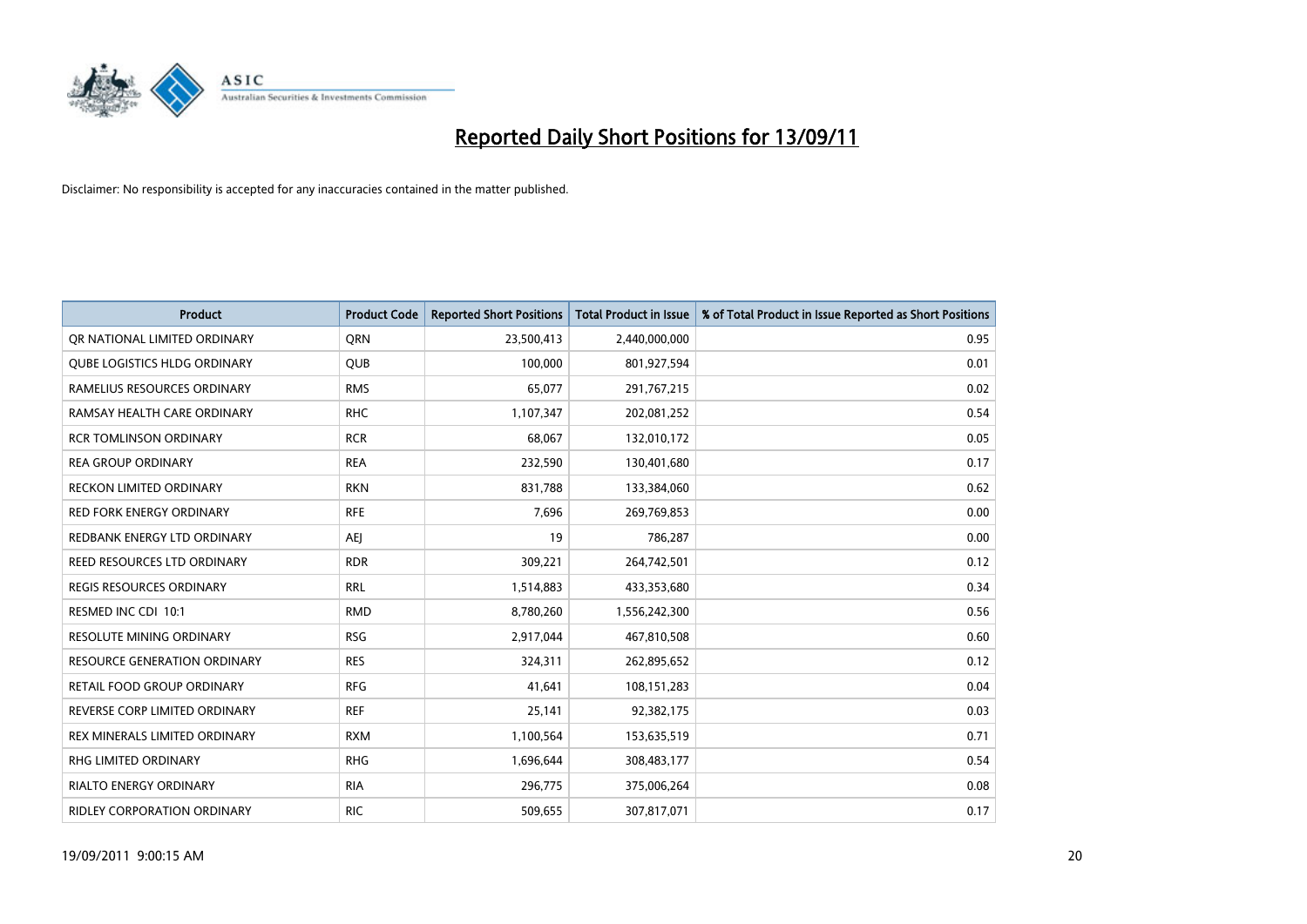# Reported Daily Short Positions for 13/09/11

Disclaimer: No responsibility is accepted for any inaccuracies contained in the matter published.

| Product | Product Code | Reported Short Positions | Total Product in Issue | % of Total Product in Issue Reported as Short Positions |
|---|---|---|---|---|
| QR NATIONAL LIMITED ORDINARY | QRN | 23,500,413 | 2,440,000,000 | 0.95 |
| QUBE LOGISTICS HLDG ORDINARY | QUB | 100,000 | 801,927,594 | 0.01 |
| RAMELIUS RESOURCES ORDINARY | RMS | 65,077 | 291,767,215 | 0.02 |
| RAMSAY HEALTH CARE ORDINARY | RHC | 1,107,347 | 202,081,252 | 0.54 |
| RCR TOMLINSON ORDINARY | RCR | 68,067 | 132,010,172 | 0.05 |
| REA GROUP ORDINARY | REA | 232,590 | 130,401,680 | 0.17 |
| RECKON LIMITED ORDINARY | RKN | 831,788 | 133,384,060 | 0.62 |
| RED FORK ENERGY ORDINARY | RFE | 7,696 | 269,769,853 | 0.00 |
| REDBANK ENERGY LTD ORDINARY | AEJ | 19 | 786,287 | 0.00 |
| REED RESOURCES LTD ORDINARY | RDR | 309,221 | 264,742,501 | 0.12 |
| REGIS RESOURCES ORDINARY | RRL | 1,514,883 | 433,353,680 | 0.34 |
| RESMED INC CDI 10:1 | RMD | 8,780,260 | 1,556,242,300 | 0.56 |
| RESOLUTE MINING ORDINARY | RSG | 2,917,044 | 467,810,508 | 0.60 |
| RESOURCE GENERATION ORDINARY | RES | 324,311 | 262,895,652 | 0.12 |
| RETAIL FOOD GROUP ORDINARY | RFG | 41,641 | 108,151,283 | 0.04 |
| REVERSE CORP LIMITED ORDINARY | REF | 25,141 | 92,382,175 | 0.03 |
| REX MINERALS LIMITED ORDINARY | RXM | 1,100,564 | 153,635,519 | 0.71 |
| RHG LIMITED ORDINARY | RHG | 1,696,644 | 308,483,177 | 0.54 |
| RIALTO ENERGY ORDINARY | RIA | 296,775 | 375,006,264 | 0.08 |
| RIDLEY CORPORATION ORDINARY | RIC | 509,655 | 307,817,071 | 0.17 |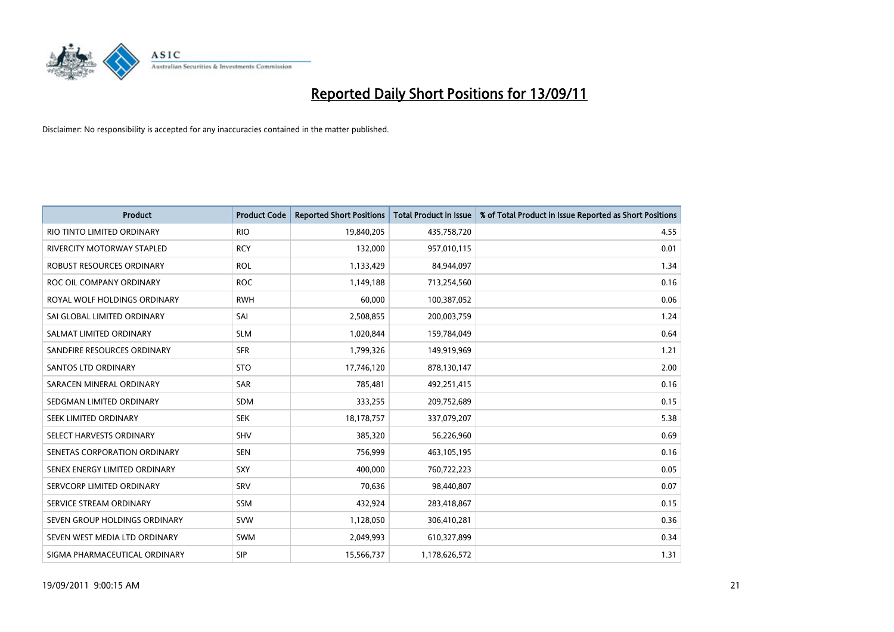# Reported Daily Short Positions for 13/09/11

Disclaimer: No responsibility is accepted for any inaccuracies contained in the matter published.

| Product | Product Code | Reported Short Positions | Total Product in Issue | % of Total Product in Issue Reported as Short Positions |
| --- | --- | --- | --- | --- |
| RIO TINTO LIMITED ORDINARY | RIO | 19,840,205 | 435,758,720 | 4.55 |
| RIVERCITY MOTORWAY STAPLED | RCY | 132,000 | 957,010,115 | 0.01 |
| ROBUST RESOURCES ORDINARY | ROL | 1,133,429 | 84,944,097 | 1.34 |
| ROC OIL COMPANY ORDINARY | ROC | 1,149,188 | 713,254,560 | 0.16 |
| ROYAL WOLF HOLDINGS ORDINARY | RWH | 60,000 | 100,387,052 | 0.06 |
| SAI GLOBAL LIMITED ORDINARY | SAI | 2,508,855 | 200,003,759 | 1.24 |
| SALMAT LIMITED ORDINARY | SLM | 1,020,844 | 159,784,049 | 0.64 |
| SANDFIRE RESOURCES ORDINARY | SFR | 1,799,326 | 149,919,969 | 1.21 |
| SANTOS LTD ORDINARY | STO | 17,746,120 | 878,130,147 | 2.00 |
| SARACEN MINERAL ORDINARY | SAR | 785,481 | 492,251,415 | 0.16 |
| SEDGMAN LIMITED ORDINARY | SDM | 333,255 | 209,752,689 | 0.15 |
| SEEK LIMITED ORDINARY | SEK | 18,178,757 | 337,079,207 | 5.38 |
| SELECT HARVESTS ORDINARY | SHV | 385,320 | 56,226,960 | 0.69 |
| SENETAS CORPORATION ORDINARY | SEN | 756,999 | 463,105,195 | 0.16 |
| SENEX ENERGY LIMITED ORDINARY | SXY | 400,000 | 760,722,223 | 0.05 |
| SERVCORP LIMITED ORDINARY | SRV | 70,636 | 98,440,807 | 0.07 |
| SERVICE STREAM ORDINARY | SSM | 432,924 | 283,418,867 | 0.15 |
| SEVEN GROUP HOLDINGS ORDINARY | SVW | 1,128,050 | 306,410,281 | 0.36 |
| SEVEN WEST MEDIA LTD ORDINARY | SWM | 2,049,993 | 610,327,899 | 0.34 |
| SIGMA PHARMACEUTICAL ORDINARY | SIP | 15,566,737 | 1,178,626,572 | 1.31 |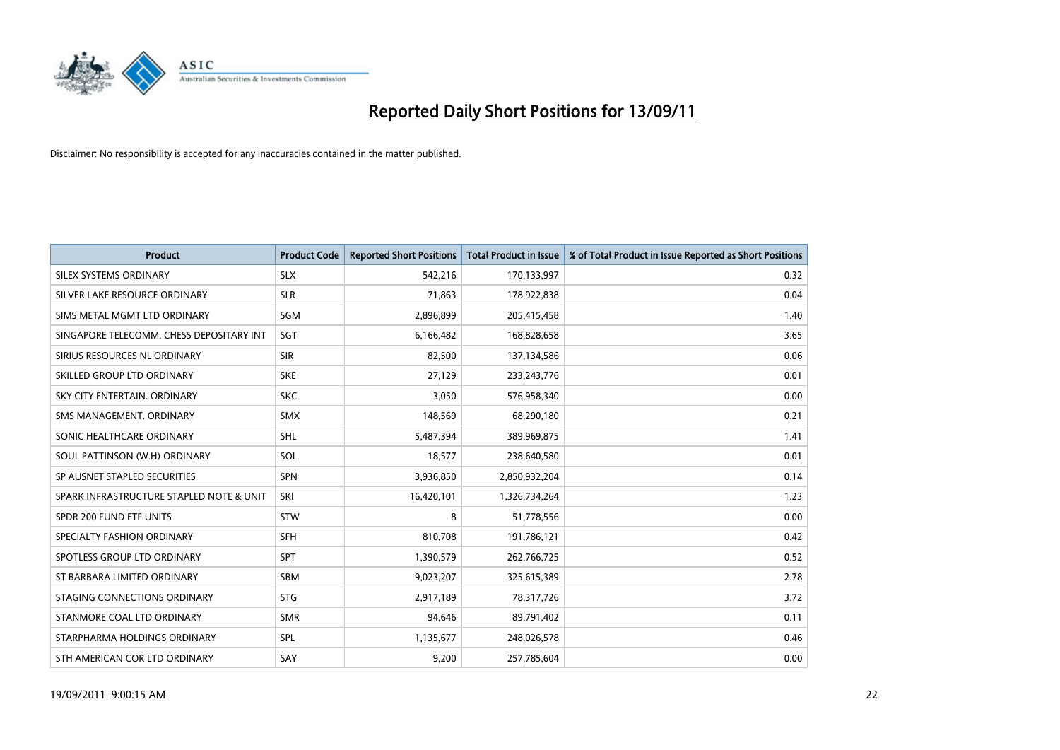# Reported Daily Short Positions for 13/09/11

Disclaimer: No responsibility is accepted for any inaccuracies contained in the matter published.

| Product | Product Code | Reported Short Positions | Total Product in Issue | % of Total Product in Issue Reported as Short Positions |
|---|---|---|---|---|
| SILEX SYSTEMS ORDINARY | SLX | 542,216 | 170,133,997 | 0.32 |
| SILVER LAKE RESOURCE ORDINARY | SLR | 71,863 | 178,922,838 | 0.04 |
| SIMS METAL MGMT LTD ORDINARY | SGM | 2,896,899 | 205,415,458 | 1.40 |
| SINGAPORE TELECOMM. CHESS DEPOSITARY INT | SGT | 6,166,482 | 168,828,658 | 3.65 |
| SIRIUS RESOURCES NL ORDINARY | SIR | 82,500 | 137,134,586 | 0.06 |
| SKILLED GROUP LTD ORDINARY | SKE | 27,129 | 233,243,776 | 0.01 |
| SKY CITY ENTERTAIN. ORDINARY | SKC | 3,050 | 576,958,340 | 0.00 |
| SMS MANAGEMENT. ORDINARY | SMX | 148,569 | 68,290,180 | 0.21 |
| SONIC HEALTHCARE ORDINARY | SHL | 5,487,394 | 389,969,875 | 1.41 |
| SOUL PATTINSON (W.H) ORDINARY | SOL | 18,577 | 238,640,580 | 0.01 |
| SP AUSNET STAPLED SECURITIES | SPN | 3,936,850 | 2,850,932,204 | 0.14 |
| SPARK INFRASTRUCTURE STAPLED NOTE & UNIT | SKI | 16,420,101 | 1,326,734,264 | 1.23 |
| SPDR 200 FUND ETF UNITS | STW | 8 | 51,778,556 | 0.00 |
| SPECIALTY FASHION ORDINARY | SFH | 810,708 | 191,786,121 | 0.42 |
| SPOTLESS GROUP LTD ORDINARY | SPT | 1,390,579 | 262,766,725 | 0.52 |
| ST BARBARA LIMITED ORDINARY | SBM | 9,023,207 | 325,615,389 | 2.78 |
| STAGING CONNECTIONS ORDINARY | STG | 2,917,189 | 78,317,726 | 3.72 |
| STANMORE COAL LTD ORDINARY | SMR | 94,646 | 89,791,402 | 0.11 |
| STARPHARMA HOLDINGS ORDINARY | SPL | 1,135,677 | 248,026,578 | 0.46 |
| STH AMERICAN COR LTD ORDINARY | SAY | 9,200 | 257,785,604 | 0.00 |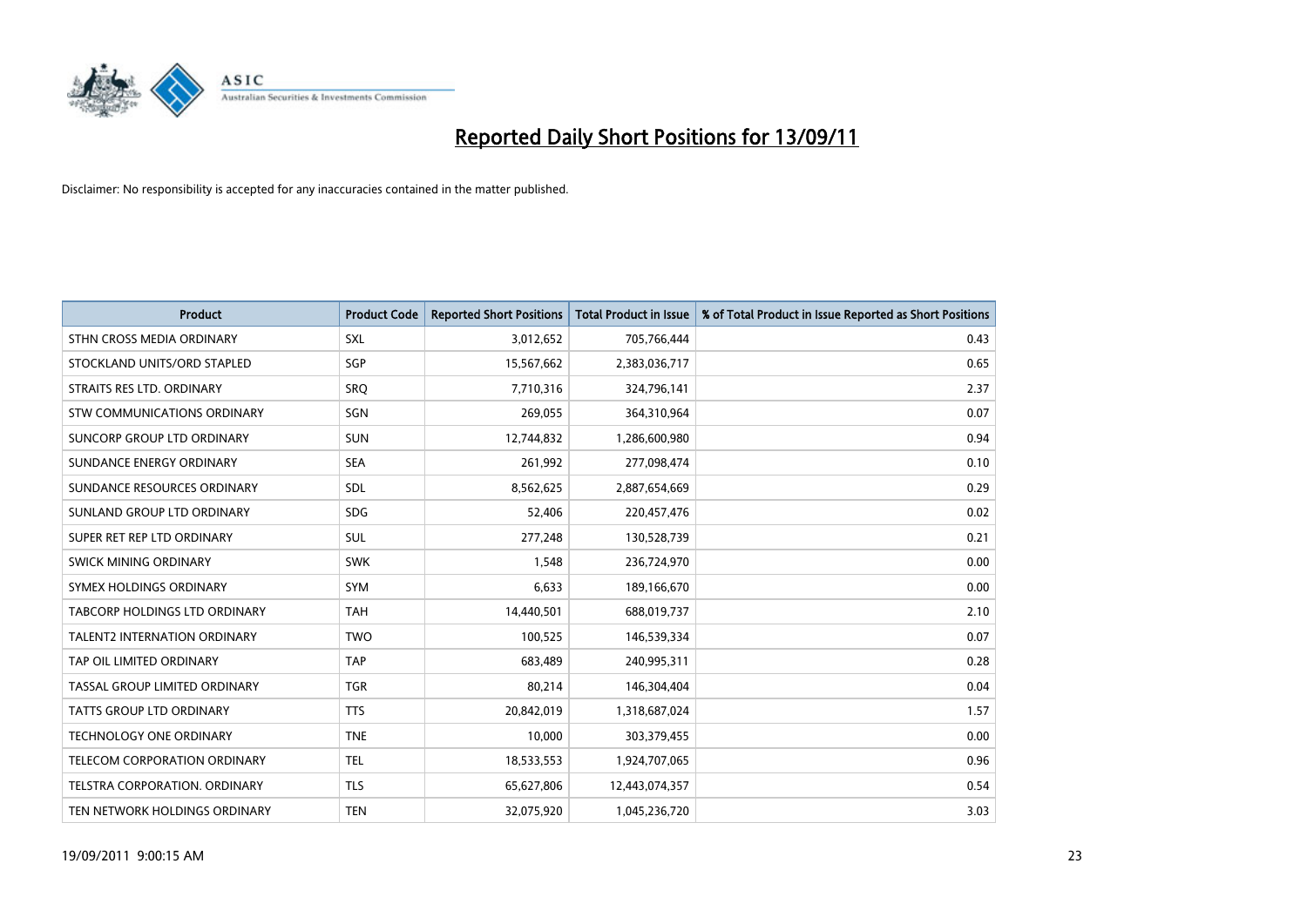# Reported Daily Short Positions for 13/09/11

Disclaimer: No responsibility is accepted for any inaccuracies contained in the matter published.

| Product | Product Code | Reported Short Positions | Total Product in Issue | % of Total Product in Issue Reported as Short Positions |
|---|---|---|---|---|
| STHN CROSS MEDIA ORDINARY | SXL | 3,012,652 | 705,766,444 | 0.43 |
| STOCKLAND UNITS/ORD STAPLED | SGP | 15,567,662 | 2,383,036,717 | 0.65 |
| STRAITS RES LTD. ORDINARY | SRQ | 7,710,316 | 324,796,141 | 2.37 |
| STW COMMUNICATIONS ORDINARY | SGN | 269,055 | 364,310,964 | 0.07 |
| SUNCORP GROUP LTD ORDINARY | SUN | 12,744,832 | 1,286,600,980 | 0.94 |
| SUNDANCE ENERGY ORDINARY | SEA | 261,992 | 277,098,474 | 0.10 |
| SUNDANCE RESOURCES ORDINARY | SDL | 8,562,625 | 2,887,654,669 | 0.29 |
| SUNLAND GROUP LTD ORDINARY | SDG | 52,406 | 220,457,476 | 0.02 |
| SUPER RET REP LTD ORDINARY | SUL | 277,248 | 130,528,739 | 0.21 |
| SWICK MINING ORDINARY | SWK | 1,548 | 236,724,970 | 0.00 |
| SYMEX HOLDINGS ORDINARY | SYM | 6,633 | 189,166,670 | 0.00 |
| TABCORP HOLDINGS LTD ORDINARY | TAH | 14,440,501 | 688,019,737 | 2.10 |
| TALENT2 INTERNATION ORDINARY | TWO | 100,525 | 146,539,334 | 0.07 |
| TAP OIL LIMITED ORDINARY | TAP | 683,489 | 240,995,311 | 0.28 |
| TASSAL GROUP LIMITED ORDINARY | TGR | 80,214 | 146,304,404 | 0.04 |
| TATTS GROUP LTD ORDINARY | TTS | 20,842,019 | 1,318,687,024 | 1.57 |
| TECHNOLOGY ONE ORDINARY | TNE | 10,000 | 303,379,455 | 0.00 |
| TELECOM CORPORATION ORDINARY | TEL | 18,533,553 | 1,924,707,065 | 0.96 |
| TELSTRA CORPORATION. ORDINARY | TLS | 65,627,806 | 12,443,074,357 | 0.54 |
| TEN NETWORK HOLDINGS ORDINARY | TEN | 32,075,920 | 1,045,236,720 | 3.03 |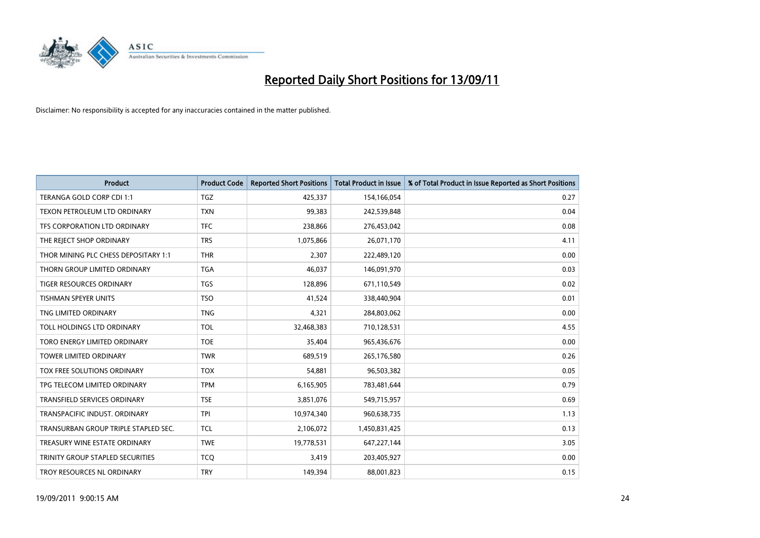# Reported Daily Short Positions for 13/09/11

Disclaimer: No responsibility is accepted for any inaccuracies contained in the matter published.

| Product | Product Code | Reported Short Positions | Total Product in Issue | % of Total Product in Issue Reported as Short Positions |
|---|---|---|---|---|
| TERANGA GOLD CORP CDI 1:1 | TGZ | 425,337 | 154,166,054 | 0.27 |
| TEXON PETROLEUM LTD ORDINARY | TXN | 99,383 | 242,539,848 | 0.04 |
| TFS CORPORATION LTD ORDINARY | TFC | 238,866 | 276,453,042 | 0.08 |
| THE REJECT SHOP ORDINARY | TRS | 1,075,866 | 26,071,170 | 4.11 |
| THOR MINING PLC CHESS DEPOSITARY 1:1 | THR | 2,307 | 222,489,120 | 0.00 |
| THORN GROUP LIMITED ORDINARY | TGA | 46,037 | 146,091,970 | 0.03 |
| TIGER RESOURCES ORDINARY | TGS | 128,896 | 671,110,549 | 0.02 |
| TISHMAN SPEYER UNITS | TSO | 41,524 | 338,440,904 | 0.01 |
| TNG LIMITED ORDINARY | TNG | 4,321 | 284,803,062 | 0.00 |
| TOLL HOLDINGS LTD ORDINARY | TOL | 32,468,383 | 710,128,531 | 4.55 |
| TORO ENERGY LIMITED ORDINARY | TOE | 35,404 | 965,436,676 | 0.00 |
| TOWER LIMITED ORDINARY | TWR | 689,519 | 265,176,580 | 0.26 |
| TOX FREE SOLUTIONS ORDINARY | TOX | 54,881 | 96,503,382 | 0.05 |
| TPG TELECOM LIMITED ORDINARY | TPM | 6,165,905 | 783,481,644 | 0.79 |
| TRANSFIELD SERVICES ORDINARY | TSE | 3,851,076 | 549,715,957 | 0.69 |
| TRANSPACIFIC INDUST. ORDINARY | TPI | 10,974,340 | 960,638,735 | 1.13 |
| TRANSURBAN GROUP TRIPLE STAPLED SEC. | TCL | 2,106,072 | 1,450,831,425 | 0.13 |
| TREASURY WINE ESTATE ORDINARY | TWE | 19,778,531 | 647,227,144 | 3.05 |
| TRINITY GROUP STAPLED SECURITIES | TCQ | 3,419 | 203,405,927 | 0.00 |
| TROY RESOURCES NL ORDINARY | TRY | 149,394 | 88,001,823 | 0.15 |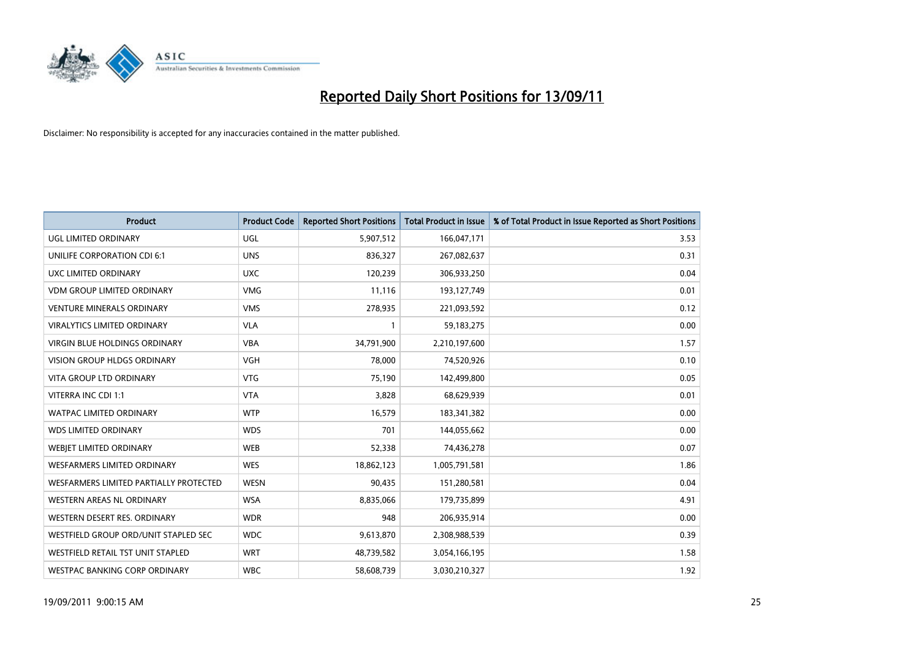# Reported Daily Short Positions for 13/09/11

Disclaimer: No responsibility is accepted for any inaccuracies contained in the matter published.

| Product | Product Code | Reported Short Positions | Total Product in Issue | % of Total Product in Issue Reported as Short Positions |
|---|---|---|---|---|
| UGL LIMITED ORDINARY | UGL | 5,907,512 | 166,047,171 | 3.53 |
| UNILIFE CORPORATION CDI 6:1 | UNS | 836,327 | 267,082,637 | 0.31 |
| UXC LIMITED ORDINARY | UXC | 120,239 | 306,933,250 | 0.04 |
| VDM GROUP LIMITED ORDINARY | VMG | 11,116 | 193,127,749 | 0.01 |
| VENTURE MINERALS ORDINARY | VMS | 278,935 | 221,093,592 | 0.12 |
| VIRALYTICS LIMITED ORDINARY | VLA | 1 | 59,183,275 | 0.00 |
| VIRGIN BLUE HOLDINGS ORDINARY | VBA | 34,791,900 | 2,210,197,600 | 1.57 |
| VISION GROUP HLDGS ORDINARY | VGH | 78,000 | 74,520,926 | 0.10 |
| VITA GROUP LTD ORDINARY | VTG | 75,190 | 142,499,800 | 0.05 |
| VITERRA INC CDI 1:1 | VTA | 3,828 | 68,629,939 | 0.01 |
| WATPAC LIMITED ORDINARY | WTP | 16,579 | 183,341,382 | 0.00 |
| WDS LIMITED ORDINARY | WDS | 701 | 144,055,662 | 0.00 |
| WEBJET LIMITED ORDINARY | WEB | 52,338 | 74,436,278 | 0.07 |
| WESFARMERS LIMITED ORDINARY | WES | 18,862,123 | 1,005,791,581 | 1.86 |
| WESFARMERS LIMITED PARTIALLY PROTECTED | WESN | 90,435 | 151,280,581 | 0.04 |
| WESTERN AREAS NL ORDINARY | WSA | 8,835,066 | 179,735,899 | 4.91 |
| WESTERN DESERT RES. ORDINARY | WDR | 948 | 206,935,914 | 0.00 |
| WESTFIELD GROUP ORD/UNIT STAPLED SEC | WDC | 9,613,870 | 2,308,988,539 | 0.39 |
| WESTFIELD RETAIL TST UNIT STAPLED | WRT | 48,739,582 | 3,054,166,195 | 1.58 |
| WESTPAC BANKING CORP ORDINARY | WBC | 58,608,739 | 3,030,210,327 | 1.92 |

19/09/2011 9:00:15 AM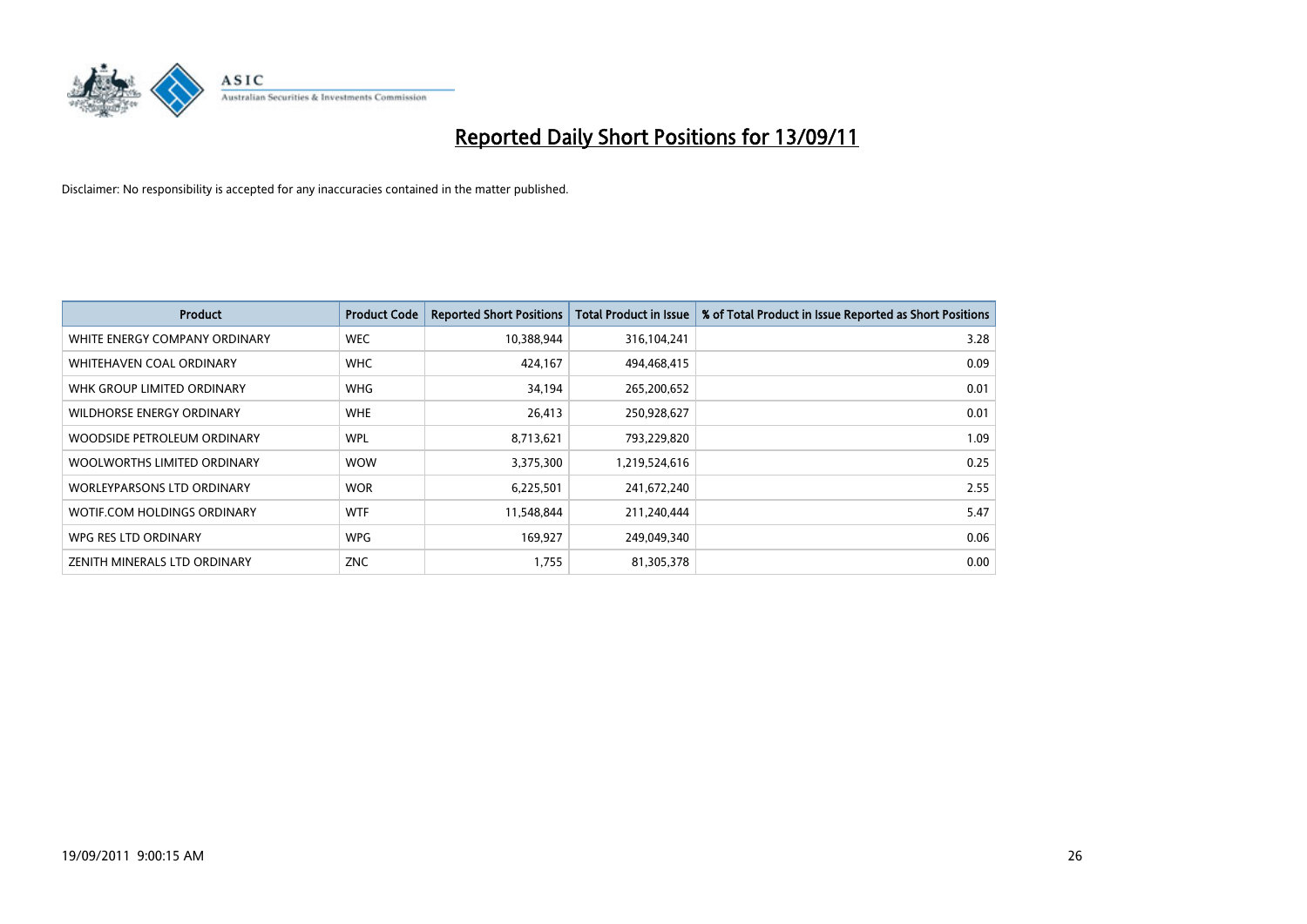# Reported Daily Short Positions for 13/09/11

Disclaimer: No responsibility is accepted for any inaccuracies contained in the matter published.

| Product | Product Code | Reported Short Positions | Total Product in Issue | % of Total Product in Issue Reported as Short Positions |
|---|---|---|---|---|
| WHITE ENERGY COMPANY ORDINARY | WEC | 10,388,944 | 316,104,241 | 3.28 |
| WHITEHAVEN COAL ORDINARY | WHC | 424,167 | 494,468,415 | 0.09 |
| WHK GROUP LIMITED ORDINARY | WHG | 34,194 | 265,200,652 | 0.01 |
| WILDHORSE ENERGY ORDINARY | WHE | 26,413 | 250,928,627 | 0.01 |
| WOODSIDE PETROLEUM ORDINARY | WPL | 8,713,621 | 793,229,820 | 1.09 |
| WOOLWORTHS LIMITED ORDINARY | WOW | 3,375,300 | 1,219,524,616 | 0.25 |
| WORLEYPARSONS LTD ORDINARY | WOR | 6,225,501 | 241,672,240 | 2.55 |
| WOTIF.COM HOLDINGS ORDINARY | WTF | 11,548,844 | 211,240,444 | 5.47 |
| WPG RES LTD ORDINARY | WPG | 169,927 | 249,049,340 | 0.06 |
| ZENITH MINERALS LTD ORDINARY | ZNC | 1,755 | 81,305,378 | 0.00 |

19/09/2011 9:00:15 AM